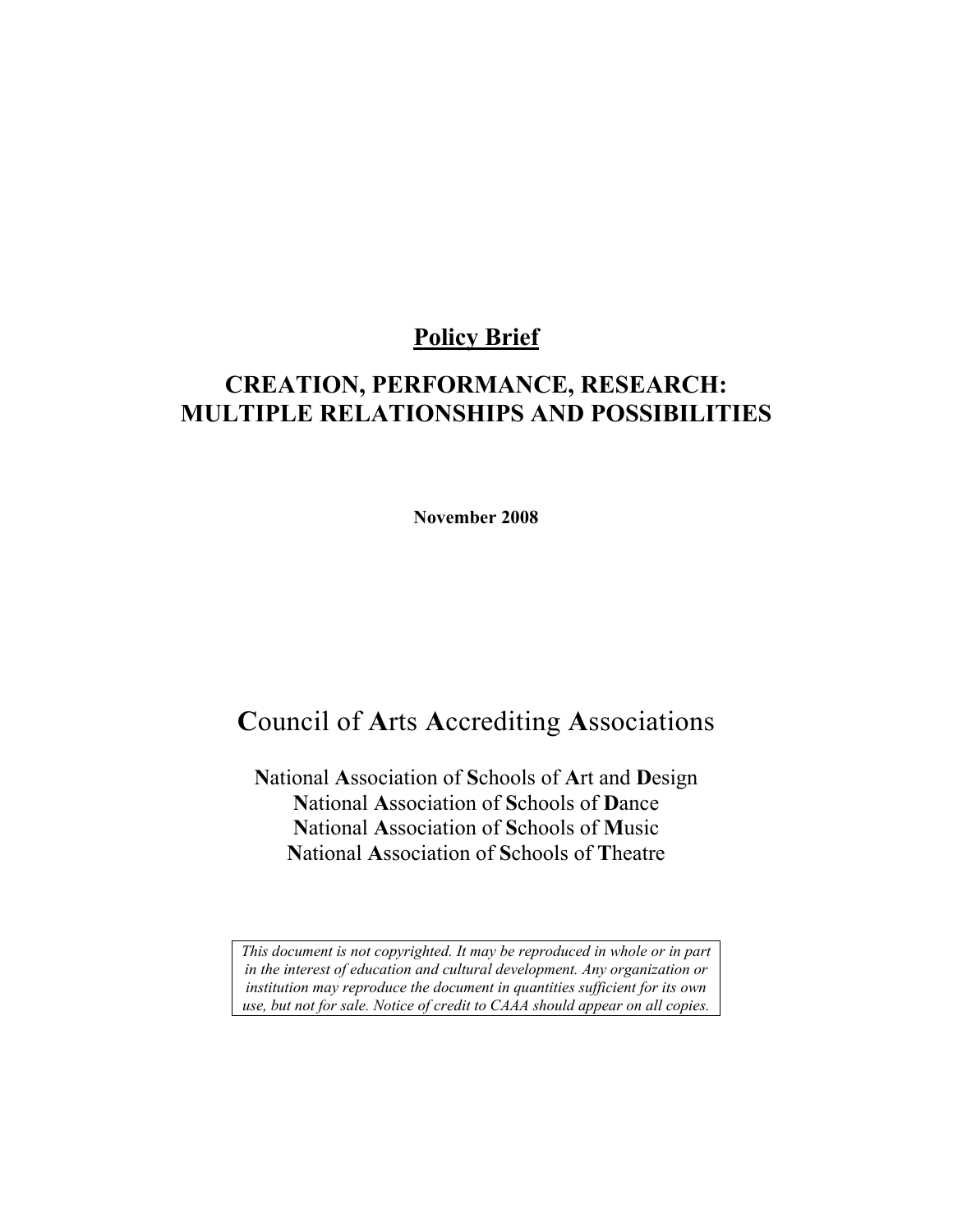**Policy Brief**

# CREATION, PERFORMANCE, RESEARCH: MULTIPLE RELATIONSHIPS AND POSSIBILITIES

**November 2008**

## **C**ouncil of **A**rts **A**ccrediting **A**ssociations

**N**ational **A**ssociation of **S**chools of **A**rt and **D**esign
**N**ational **A**ssociation of **S**chools of **D**ance
**N**ational **A**ssociation of **S**chools of **M**usic
**N**ational **A**ssociation of **S**chools of **T**heatre

*This document is not copyrighted. It may be reproduced in whole or in part in the interest of education and cultural development. Any organization or institution may reproduce the document in quantities sufficient for its own use, but not for sale. Notice of credit to CAAA should appear on all copies.*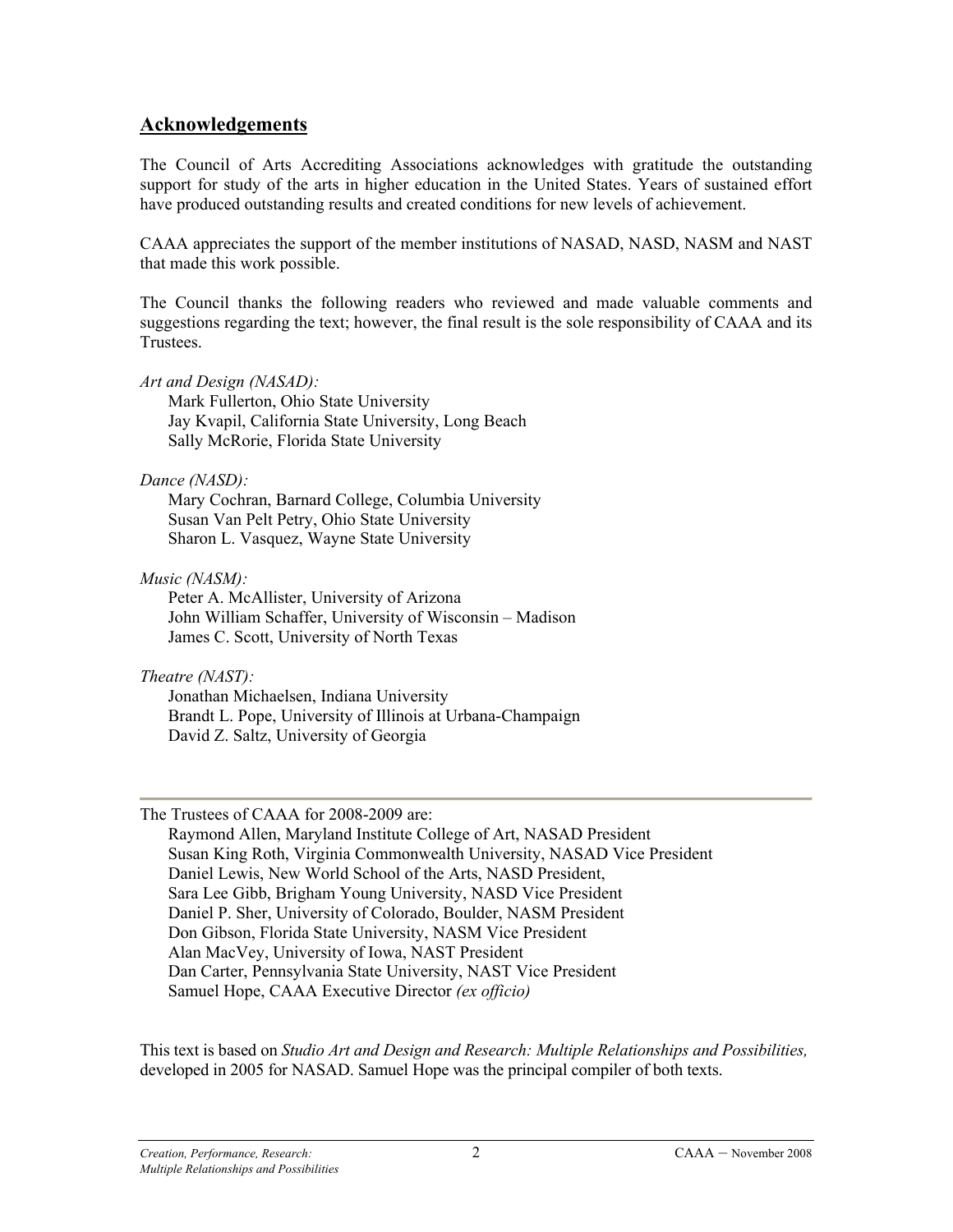## Acknowledgements

The Council of Arts Accrediting Associations acknowledges with gratitude the outstanding support for study of the arts in higher education in the United States. Years of sustained effort have produced outstanding results and created conditions for new levels of achievement.

CAAA appreciates the support of the member institutions of NASAD, NASD, NASM and NAST that made this work possible.

The Council thanks the following readers who reviewed and made valuable comments and suggestions regarding the text; however, the final result is the sole responsibility of CAAA and its Trustees.

*Art and Design (NASAD):*

Mark Fullerton, Ohio State University
Jay Kvapil, California State University, Long Beach
Sally McRorie, Florida State University

*Dance (NASD):*

Mary Cochran, Barnard College, Columbia University
Susan Van Pelt Petry, Ohio State University
Sharon L. Vasquez, Wayne State University

*Music (NASM):*

Peter A. McAllister, University of Arizona
John William Schaffer, University of Wisconsin – Madison
James C. Scott, University of North Texas

*Theatre (NAST):*

Jonathan Michaelsen, Indiana University
Brandt L. Pope, University of Illinois at Urbana-Champaign
David Z. Saltz, University of Georgia

---

The Trustees of CAAA for 2008-2009 are:

Raymond Allen, Maryland Institute College of Art, NASAD President
Susan King Roth, Virginia Commonwealth University, NASAD Vice President
Daniel Lewis, New World School of the Arts, NASD President,
Sara Lee Gibb, Brigham Young University, NASD Vice President
Daniel P. Sher, University of Colorado, Boulder, NASM President
Don Gibson, Florida State University, NASM Vice President
Alan MacVey, University of Iowa, NAST President
Dan Carter, Pennsylvania State University, NAST Vice President
Samuel Hope, CAAA Executive Director *(ex officio)*

This text is based on *Studio Art and Design and Research: Multiple Relationships and Possibilities,* developed in 2005 for NASAD. Samuel Hope was the principal compiler of both texts.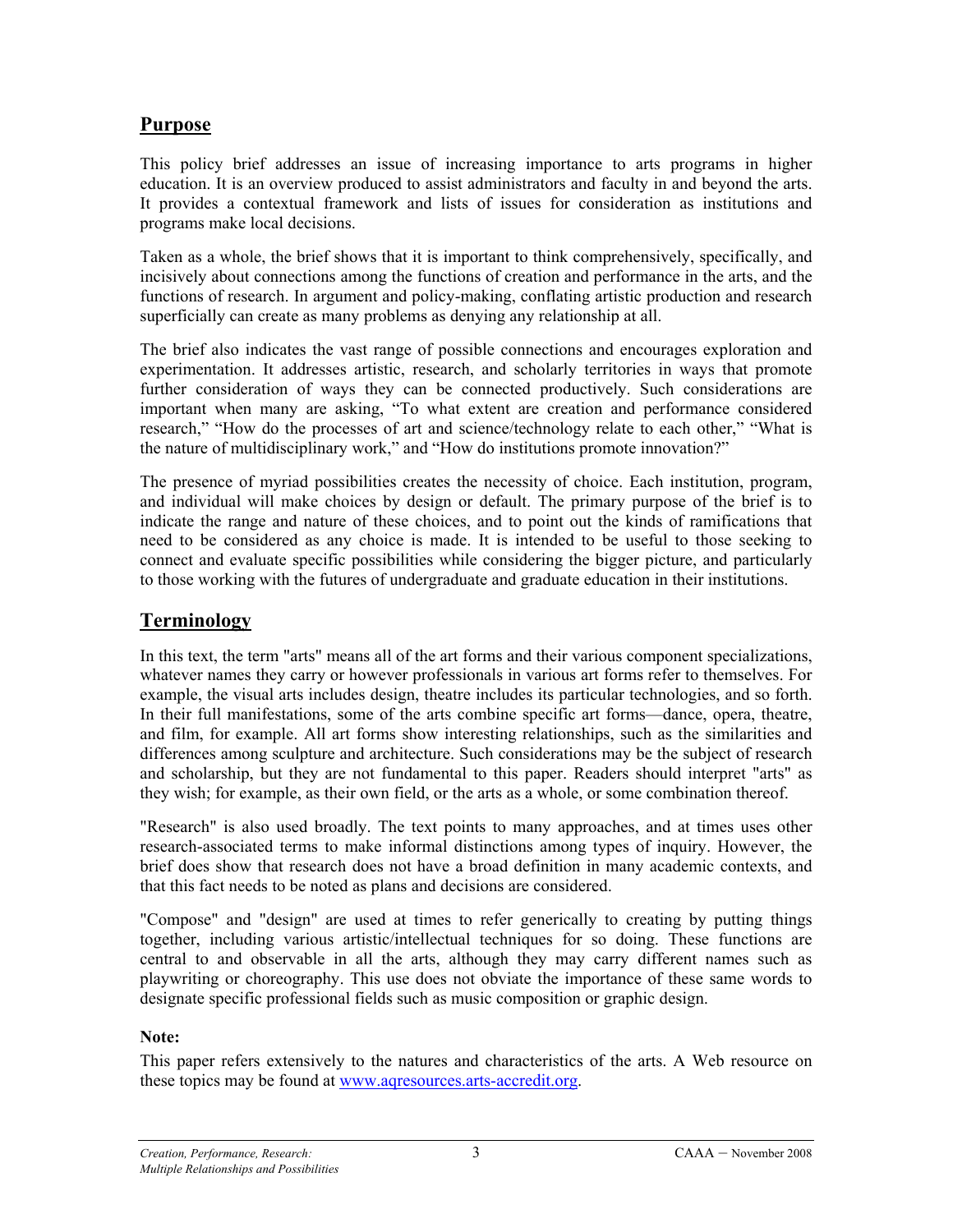## Purpose

This policy brief addresses an issue of increasing importance to arts programs in higher education. It is an overview produced to assist administrators and faculty in and beyond the arts. It provides a contextual framework and lists of issues for consideration as institutions and programs make local decisions.

Taken as a whole, the brief shows that it is important to think comprehensively, specifically, and incisively about connections among the functions of creation and performance in the arts, and the functions of research. In argument and policy-making, conflating artistic production and research superficially can create as many problems as denying any relationship at all.

The brief also indicates the vast range of possible connections and encourages exploration and experimentation. It addresses artistic, research, and scholarly territories in ways that promote further consideration of ways they can be connected productively. Such considerations are important when many are asking, "To what extent are creation and performance considered research," "How do the processes of art and science/technology relate to each other," "What is the nature of multidisciplinary work," and "How do institutions promote innovation?"

The presence of myriad possibilities creates the necessity of choice. Each institution, program, and individual will make choices by design or default. The primary purpose of the brief is to indicate the range and nature of these choices, and to point out the kinds of ramifications that need to be considered as any choice is made. It is intended to be useful to those seeking to connect and evaluate specific possibilities while considering the bigger picture, and particularly to those working with the futures of undergraduate and graduate education in their institutions.

## Terminology

In this text, the term "arts" means all of the art forms and their various component specializations, whatever names they carry or however professionals in various art forms refer to themselves. For example, the visual arts includes design, theatre includes its particular technologies, and so forth. In their full manifestations, some of the arts combine specific art forms—dance, opera, theatre, and film, for example. All art forms show interesting relationships, such as the similarities and differences among sculpture and architecture. Such considerations may be the subject of research and scholarship, but they are not fundamental to this paper. Readers should interpret "arts" as they wish; for example, as their own field, or the arts as a whole, or some combination thereof.

"Research" is also used broadly. The text points to many approaches, and at times uses other research-associated terms to make informal distinctions among types of inquiry. However, the brief does show that research does not have a broad definition in many academic contexts, and that this fact needs to be noted as plans and decisions are considered.

"Compose" and "design" are used at times to refer generically to creating by putting things together, including various artistic/intellectual techniques for so doing. These functions are central to and observable in all the arts, although they may carry different names such as playwriting or choreography. This use does not obviate the importance of these same words to designate specific professional fields such as music composition or graphic design.

**Note:**

This paper refers extensively to the natures and characteristics of the arts. A Web resource on these topics may be found at www.aqresources.arts-accredit.org.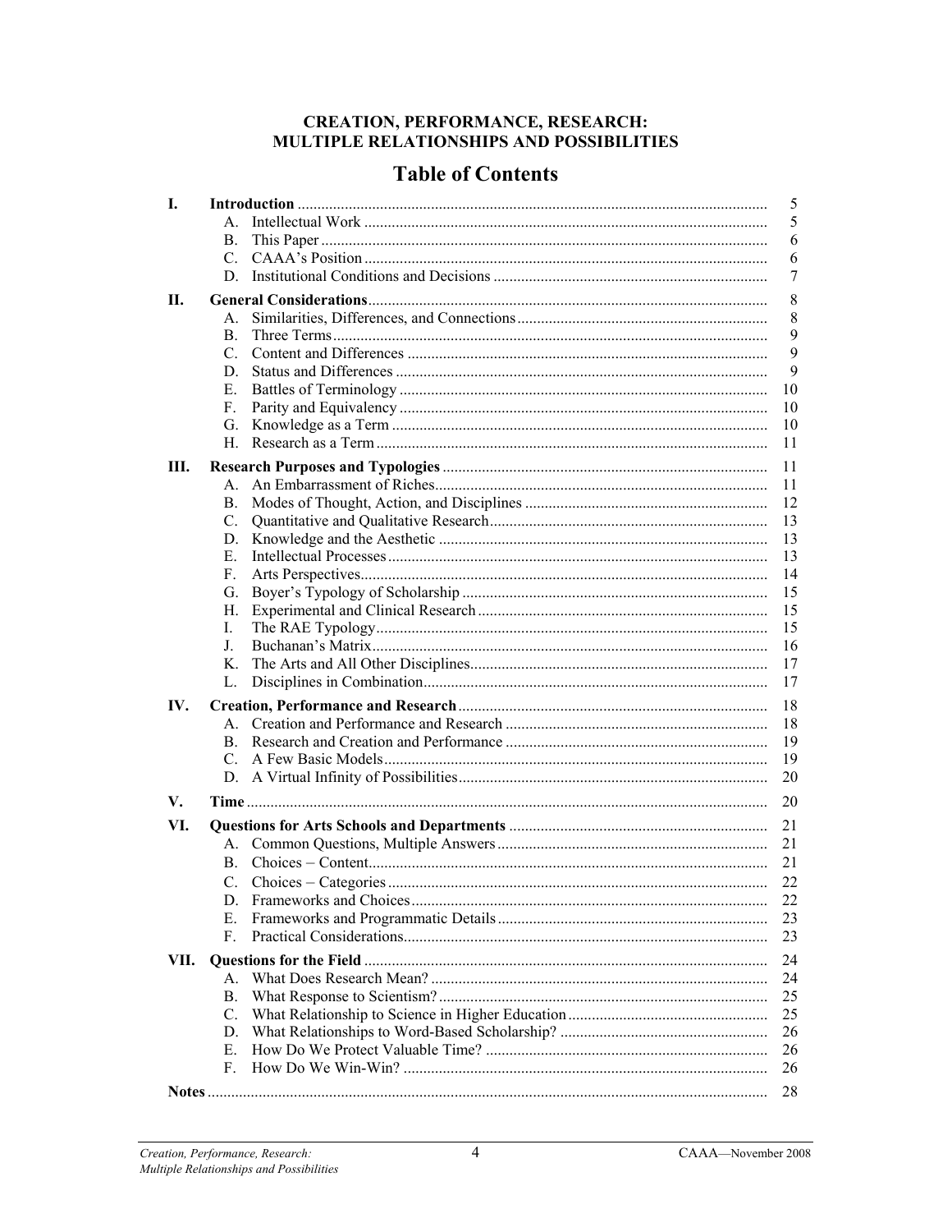# CREATION, PERFORMANCE, RESEARCH: MULTIPLE RELATIONSHIPS AND POSSIBILITIES

## Table of Contents

| | | |
|---|---|---|
| **I.** | **Introduction** | 5 |
| | A. Intellectual Work | 5 |
| | B. This Paper | 6 |
| | C. CAAA's Position | 6 |
| | D. Institutional Conditions and Decisions | 7 |
| **II.** | **General Considerations** | 8 |
| | A. Similarities, Differences, and Connections | 8 |
| | B. Three Terms | 9 |
| | C. Content and Differences | 9 |
| | D. Status and Differences | 9 |
| | E. Battles of Terminology | 10 |
| | F. Parity and Equivalency | 10 |
| | G. Knowledge as a Term | 10 |
| | H. Research as a Term | 11 |
| **III.** | **Research Purposes and Typologies** | 11 |
| | A. An Embarrassment of Riches | 11 |
| | B. Modes of Thought, Action, and Disciplines | 12 |
| | C. Quantitative and Qualitative Research | 13 |
| | D. Knowledge and the Aesthetic | 13 |
| | E. Intellectual Processes | 13 |
| | F. Arts Perspectives | 14 |
| | G. Boyer's Typology of Scholarship | 15 |
| | H. Experimental and Clinical Research | 15 |
| | I. The RAE Typology | 15 |
| | J. Buchanan's Matrix | 16 |
| | K. The Arts and All Other Disciplines | 17 |
| | L. Disciplines in Combination | 17 |
| **IV.** | **Creation, Performance and Research** | 18 |
| | A. Creation and Performance and Research | 18 |
| | B. Research and Creation and Performance | 19 |
| | C. A Few Basic Models | 19 |
| | D. A Virtual Infinity of Possibilities | 20 |
| **V.** | **Time** | 20 |
| **VI.** | **Questions for Arts Schools and Departments** | 21 |
| | A. Common Questions, Multiple Answers | 21 |
| | B. Choices – Content | 21 |
| | C. Choices – Categories | 22 |
| | D. Frameworks and Choices | 22 |
| | E. Frameworks and Programmatic Details | 23 |
| | F. Practical Considerations | 23 |
| **VII.** | **Questions for the Field** | 24 |
| | A. What Does Research Mean? | 24 |
| | B. What Response to Scientism? | 25 |
| | C. What Relationship to Science in Higher Education | 25 |
| | D. What Relationships to Word-Based Scholarship? | 26 |
| | E. How Do We Protect Valuable Time? | 26 |
| | F. How Do We Win-Win? | 26 |
| **Notes** | | 28 |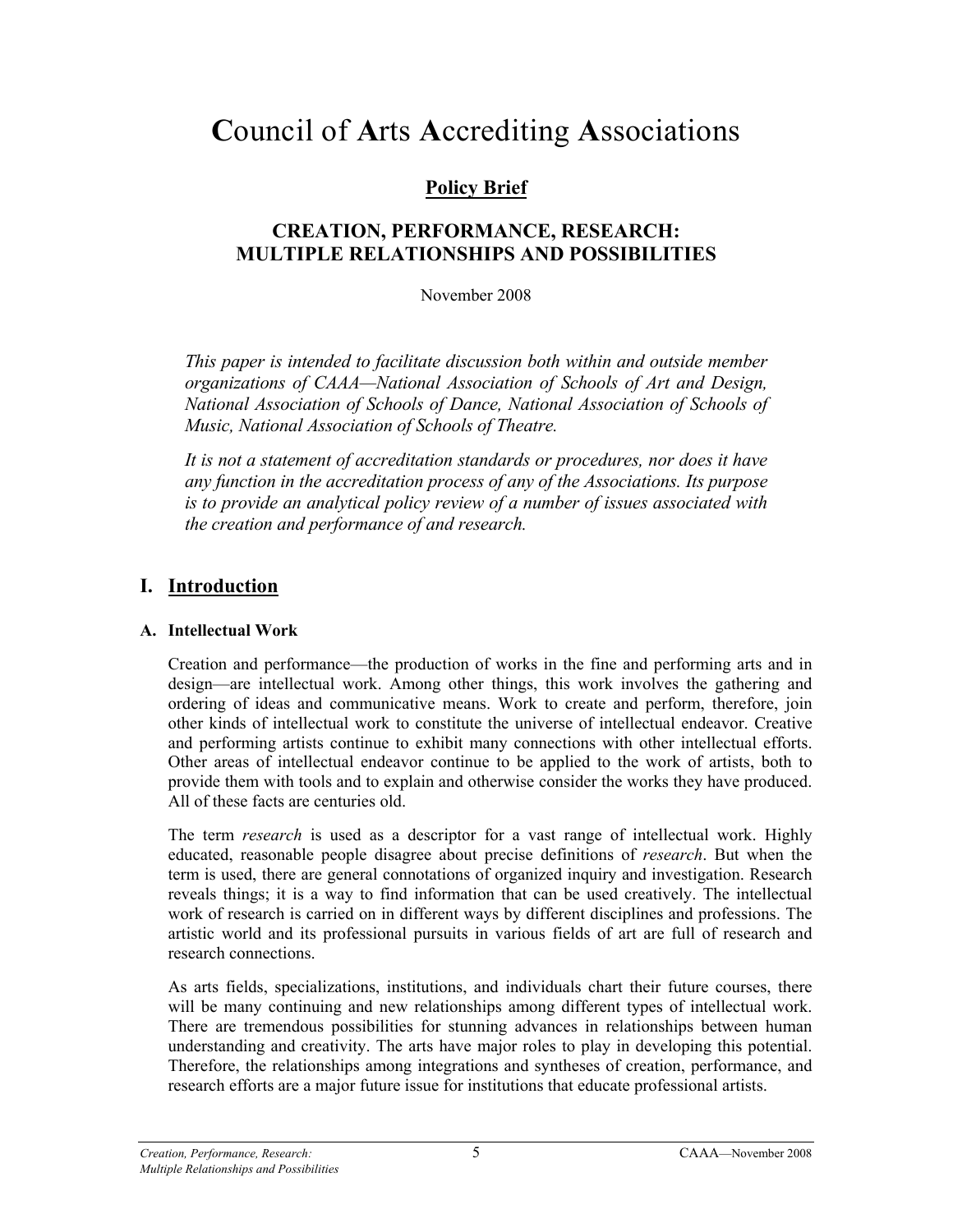# **C**ouncil of **A**rts **A**ccrediting **A**ssociations

## Policy Brief

## CREATION, PERFORMANCE, RESEARCH: MULTIPLE RELATIONSHIPS AND POSSIBILITIES

November 2008

*This paper is intended to facilitate discussion both within and outside member organizations of CAAA—National Association of Schools of Art and Design, National Association of Schools of Dance, National Association of Schools of Music, National Association of Schools of Theatre.*

*It is not a statement of accreditation standards or procedures, nor does it have any function in the accreditation process of any of the Associations. Its purpose is to provide an analytical policy review of a number of issues associated with the creation and performance of and research.*

## I. Introduction

### A. Intellectual Work

Creation and performance—the production of works in the fine and performing arts and in design—are intellectual work. Among other things, this work involves the gathering and ordering of ideas and communicative means. Work to create and perform, therefore, join other kinds of intellectual work to constitute the universe of intellectual endeavor. Creative and performing artists continue to exhibit many connections with other intellectual efforts. Other areas of intellectual endeavor continue to be applied to the work of artists, both to provide them with tools and to explain and otherwise consider the works they have produced. All of these facts are centuries old.

The term *research* is used as a descriptor for a vast range of intellectual work. Highly educated, reasonable people disagree about precise definitions of *research*. But when the term is used, there are general connotations of organized inquiry and investigation. Research reveals things; it is a way to find information that can be used creatively. The intellectual work of research is carried on in different ways by different disciplines and professions. The artistic world and its professional pursuits in various fields of art are full of research and research connections.

As arts fields, specializations, institutions, and individuals chart their future courses, there will be many continuing and new relationships among different types of intellectual work. There are tremendous possibilities for stunning advances in relationships between human understanding and creativity. The arts have major roles to play in developing this potential. Therefore, the relationships among integrations and syntheses of creation, performance, and research efforts are a major future issue for institutions that educate professional artists.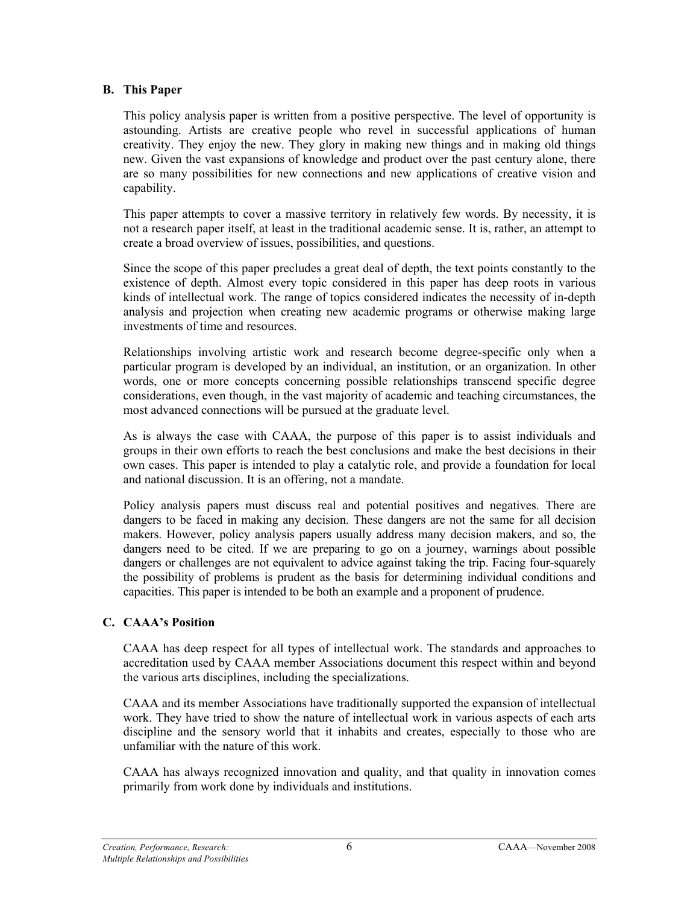### B. This Paper

This policy analysis paper is written from a positive perspective. The level of opportunity is astounding. Artists are creative people who revel in successful applications of human creativity. They enjoy the new. They glory in making new things and in making old things new. Given the vast expansions of knowledge and product over the past century alone, there are so many possibilities for new connections and new applications of creative vision and capability.

This paper attempts to cover a massive territory in relatively few words. By necessity, it is not a research paper itself, at least in the traditional academic sense. It is, rather, an attempt to create a broad overview of issues, possibilities, and questions.

Since the scope of this paper precludes a great deal of depth, the text points constantly to the existence of depth. Almost every topic considered in this paper has deep roots in various kinds of intellectual work. The range of topics considered indicates the necessity of in-depth analysis and projection when creating new academic programs or otherwise making large investments of time and resources.

Relationships involving artistic work and research become degree-specific only when a particular program is developed by an individual, an institution, or an organization. In other words, one or more concepts concerning possible relationships transcend specific degree considerations, even though, in the vast majority of academic and teaching circumstances, the most advanced connections will be pursued at the graduate level.

As is always the case with CAAA, the purpose of this paper is to assist individuals and groups in their own efforts to reach the best conclusions and make the best decisions in their own cases. This paper is intended to play a catalytic role, and provide a foundation for local and national discussion. It is an offering, not a mandate.

Policy analysis papers must discuss real and potential positives and negatives. There are dangers to be faced in making any decision. These dangers are not the same for all decision makers. However, policy analysis papers usually address many decision makers, and so, the dangers need to be cited. If we are preparing to go on a journey, warnings about possible dangers or challenges are not equivalent to advice against taking the trip. Facing four-squarely the possibility of problems is prudent as the basis for determining individual conditions and capacities. This paper is intended to be both an example and a proponent of prudence.

### C. CAAA's Position

CAAA has deep respect for all types of intellectual work. The standards and approaches to accreditation used by CAAA member Associations document this respect within and beyond the various arts disciplines, including the specializations.

CAAA and its member Associations have traditionally supported the expansion of intellectual work. They have tried to show the nature of intellectual work in various aspects of each arts discipline and the sensory world that it inhabits and creates, especially to those who are unfamiliar with the nature of this work.

CAAA has always recognized innovation and quality, and that quality in innovation comes primarily from work done by individuals and institutions.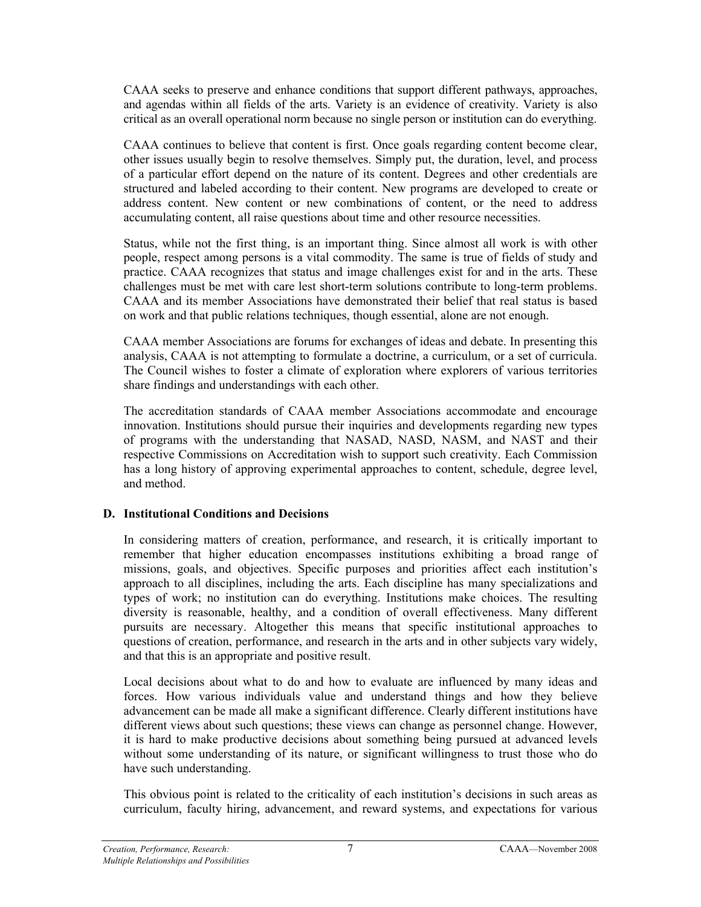CAAA seeks to preserve and enhance conditions that support different pathways, approaches, and agendas within all fields of the arts. Variety is an evidence of creativity. Variety is also critical as an overall operational norm because no single person or institution can do everything.

CAAA continues to believe that content is first. Once goals regarding content become clear, other issues usually begin to resolve themselves. Simply put, the duration, level, and process of a particular effort depend on the nature of its content. Degrees and other credentials are structured and labeled according to their content. New programs are developed to create or address content. New content or new combinations of content, or the need to address accumulating content, all raise questions about time and other resource necessities.

Status, while not the first thing, is an important thing. Since almost all work is with other people, respect among persons is a vital commodity. The same is true of fields of study and practice. CAAA recognizes that status and image challenges exist for and in the arts. These challenges must be met with care lest short-term solutions contribute to long-term problems. CAAA and its member Associations have demonstrated their belief that real status is based on work and that public relations techniques, though essential, alone are not enough.

CAAA member Associations are forums for exchanges of ideas and debate. In presenting this analysis, CAAA is not attempting to formulate a doctrine, a curriculum, or a set of curricula. The Council wishes to foster a climate of exploration where explorers of various territories share findings and understandings with each other.

The accreditation standards of CAAA member Associations accommodate and encourage innovation. Institutions should pursue their inquiries and developments regarding new types of programs with the understanding that NASAD, NASD, NASM, and NAST and their respective Commissions on Accreditation wish to support such creativity. Each Commission has a long history of approving experimental approaches to content, schedule, degree level, and method.

## D. Institutional Conditions and Decisions

In considering matters of creation, performance, and research, it is critically important to remember that higher education encompasses institutions exhibiting a broad range of missions, goals, and objectives. Specific purposes and priorities affect each institution's approach to all disciplines, including the arts. Each discipline has many specializations and types of work; no institution can do everything. Institutions make choices. The resulting diversity is reasonable, healthy, and a condition of overall effectiveness. Many different pursuits are necessary. Altogether this means that specific institutional approaches to questions of creation, performance, and research in the arts and in other subjects vary widely, and that this is an appropriate and positive result.

Local decisions about what to do and how to evaluate are influenced by many ideas and forces. How various individuals value and understand things and how they believe advancement can be made all make a significant difference. Clearly different institutions have different views about such questions; these views can change as personnel change. However, it is hard to make productive decisions about something being pursued at advanced levels without some understanding of its nature, or significant willingness to trust those who do have such understanding.

This obvious point is related to the criticality of each institution's decisions in such areas as curriculum, faculty hiring, advancement, and reward systems, and expectations for various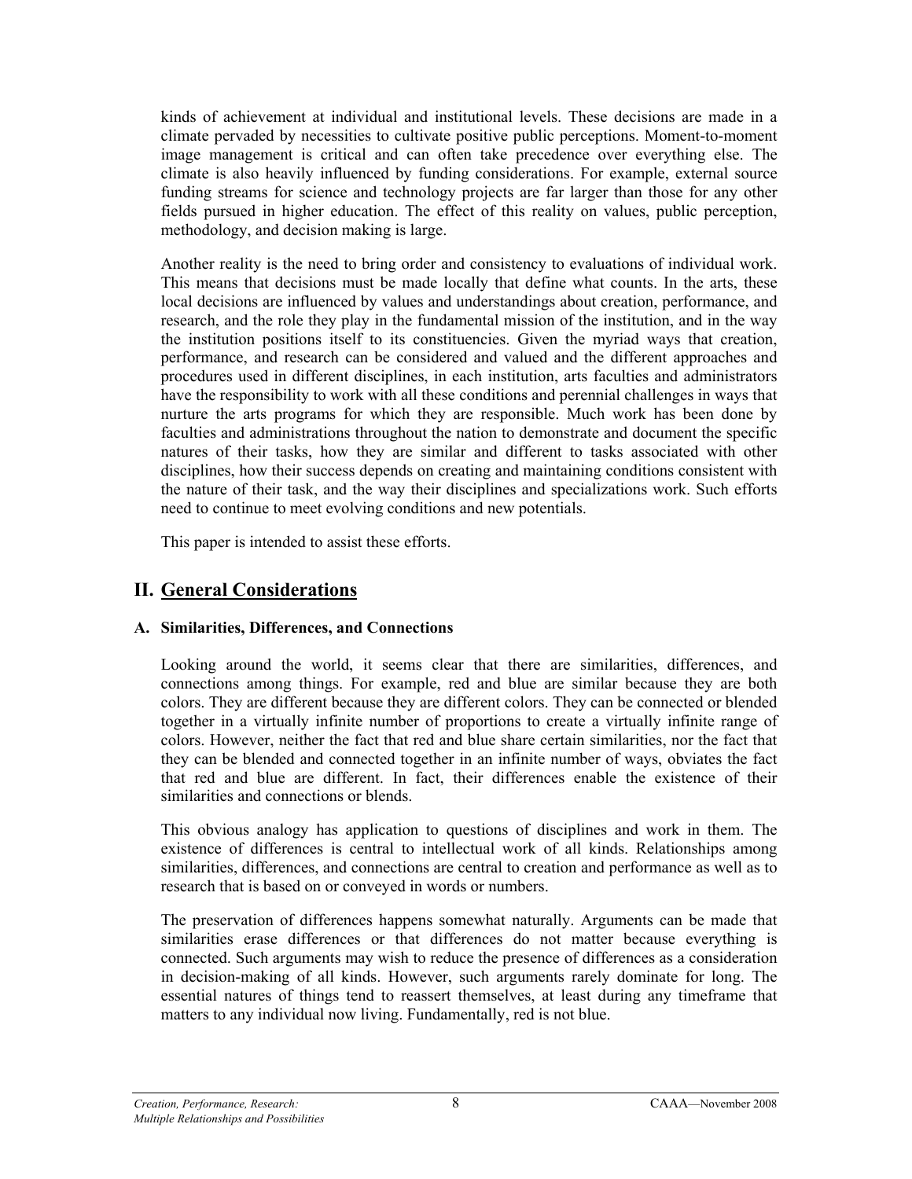kinds of achievement at individual and institutional levels. These decisions are made in a climate pervaded by necessities to cultivate positive public perceptions. Moment-to-moment image management is critical and can often take precedence over everything else. The climate is also heavily influenced by funding considerations. For example, external source funding streams for science and technology projects are far larger than those for any other fields pursued in higher education. The effect of this reality on values, public perception, methodology, and decision making is large.

Another reality is the need to bring order and consistency to evaluations of individual work. This means that decisions must be made locally that define what counts. In the arts, these local decisions are influenced by values and understandings about creation, performance, and research, and the role they play in the fundamental mission of the institution, and in the way the institution positions itself to its constituencies. Given the myriad ways that creation, performance, and research can be considered and valued and the different approaches and procedures used in different disciplines, in each institution, arts faculties and administrators have the responsibility to work with all these conditions and perennial challenges in ways that nurture the arts programs for which they are responsible. Much work has been done by faculties and administrations throughout the nation to demonstrate and document the specific natures of their tasks, how they are similar and different to tasks associated with other disciplines, how their success depends on creating and maintaining conditions consistent with the nature of their task, and the way their disciplines and specializations work. Such efforts need to continue to meet evolving conditions and new potentials.

This paper is intended to assist these efforts.

## II. General Considerations

### A. Similarities, Differences, and Connections

Looking around the world, it seems clear that there are similarities, differences, and connections among things. For example, red and blue are similar because they are both colors. They are different because they are different colors. They can be connected or blended together in a virtually infinite number of proportions to create a virtually infinite range of colors. However, neither the fact that red and blue share certain similarities, nor the fact that they can be blended and connected together in an infinite number of ways, obviates the fact that red and blue are different. In fact, their differences enable the existence of their similarities and connections or blends.

This obvious analogy has application to questions of disciplines and work in them. The existence of differences is central to intellectual work of all kinds. Relationships among similarities, differences, and connections are central to creation and performance as well as to research that is based on or conveyed in words or numbers.

The preservation of differences happens somewhat naturally. Arguments can be made that similarities erase differences or that differences do not matter because everything is connected. Such arguments may wish to reduce the presence of differences as a consideration in decision-making of all kinds. However, such arguments rarely dominate for long. The essential natures of things tend to reassert themselves, at least during any timeframe that matters to any individual now living. Fundamentally, red is not blue.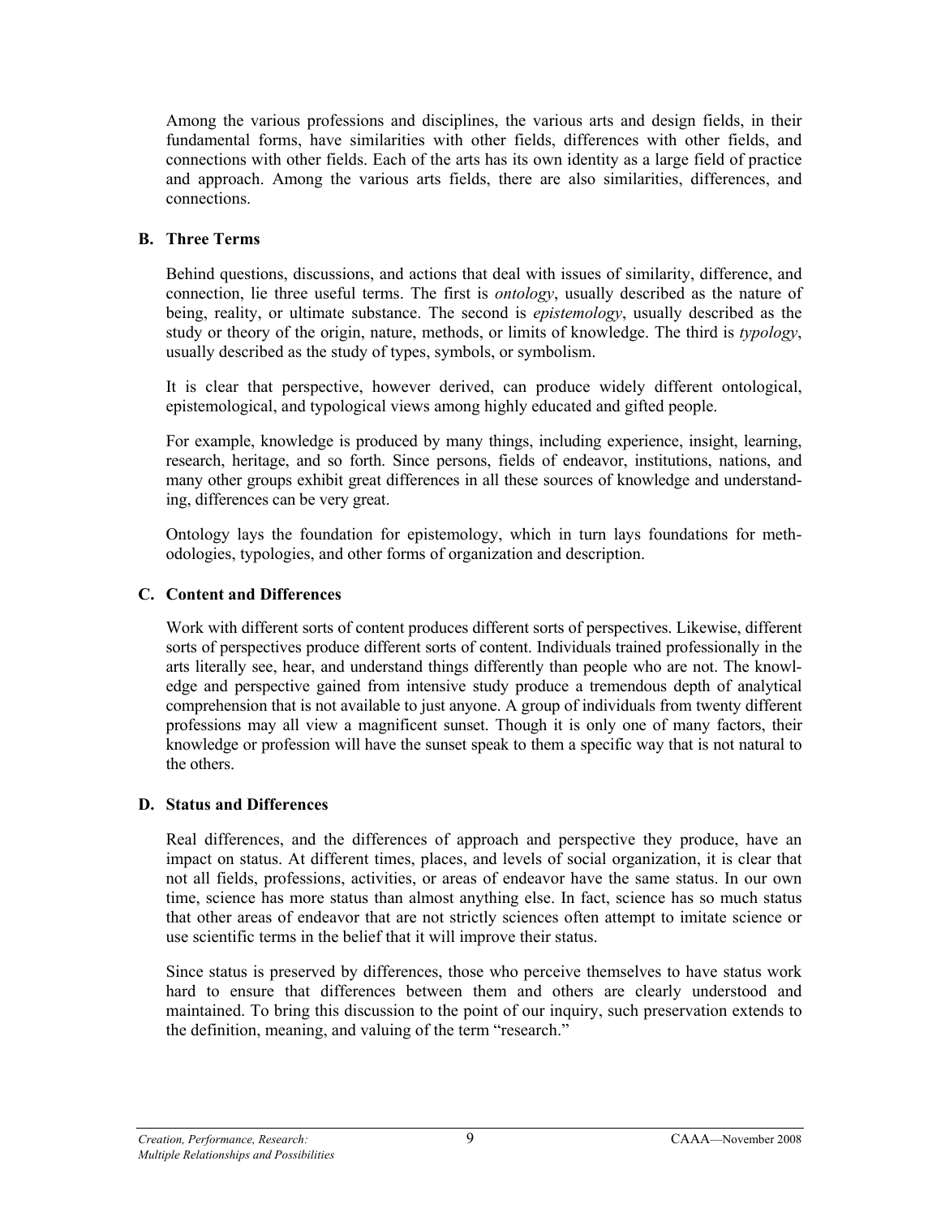Among the various professions and disciplines, the various arts and design fields, in their fundamental forms, have similarities with other fields, differences with other fields, and connections with other fields. Each of the arts has its own identity as a large field of practice and approach. Among the various arts fields, there are also similarities, differences, and connections.

### B. Three Terms

Behind questions, discussions, and actions that deal with issues of similarity, difference, and connection, lie three useful terms. The first is *ontology*, usually described as the nature of being, reality, or ultimate substance. The second is *epistemology*, usually described as the study or theory of the origin, nature, methods, or limits of knowledge. The third is *typology*, usually described as the study of types, symbols, or symbolism.

It is clear that perspective, however derived, can produce widely different ontological, epistemological, and typological views among highly educated and gifted people.

For example, knowledge is produced by many things, including experience, insight, learning, research, heritage, and so forth. Since persons, fields of endeavor, institutions, nations, and many other groups exhibit great differences in all these sources of knowledge and understanding, differences can be very great.

Ontology lays the foundation for epistemology, which in turn lays foundations for methodologies, typologies, and other forms of organization and description.

### C. Content and Differences

Work with different sorts of content produces different sorts of perspectives. Likewise, different sorts of perspectives produce different sorts of content. Individuals trained professionally in the arts literally see, hear, and understand things differently than people who are not. The knowledge and perspective gained from intensive study produce a tremendous depth of analytical comprehension that is not available to just anyone. A group of individuals from twenty different professions may all view a magnificent sunset. Though it is only one of many factors, their knowledge or profession will have the sunset speak to them a specific way that is not natural to the others.

### D. Status and Differences

Real differences, and the differences of approach and perspective they produce, have an impact on status. At different times, places, and levels of social organization, it is clear that not all fields, professions, activities, or areas of endeavor have the same status. In our own time, science has more status than almost anything else. In fact, science has so much status that other areas of endeavor that are not strictly sciences often attempt to imitate science or use scientific terms in the belief that it will improve their status.

Since status is preserved by differences, those who perceive themselves to have status work hard to ensure that differences between them and others are clearly understood and maintained. To bring this discussion to the point of our inquiry, such preservation extends to the definition, meaning, and valuing of the term "research."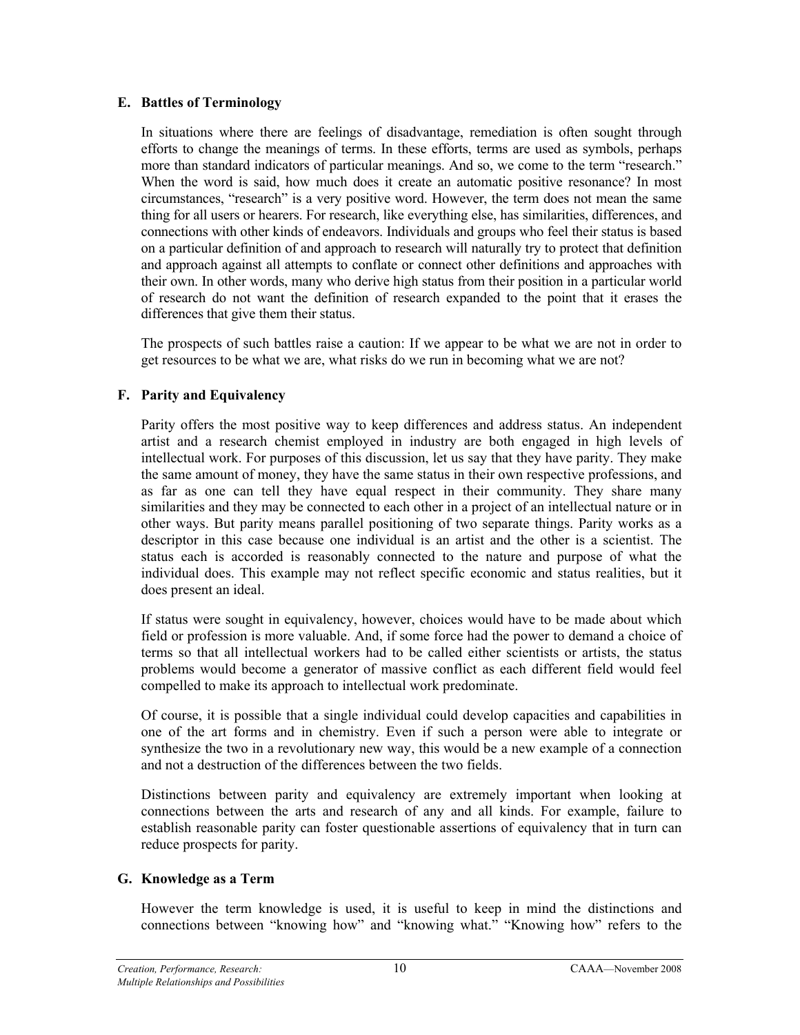### E. Battles of Terminology

In situations where there are feelings of disadvantage, remediation is often sought through efforts to change the meanings of terms. In these efforts, terms are used as symbols, perhaps more than standard indicators of particular meanings. And so, we come to the term "research." When the word is said, how much does it create an automatic positive resonance? In most circumstances, "research" is a very positive word. However, the term does not mean the same thing for all users or hearers. For research, like everything else, has similarities, differences, and connections with other kinds of endeavors. Individuals and groups who feel their status is based on a particular definition of and approach to research will naturally try to protect that definition and approach against all attempts to conflate or connect other definitions and approaches with their own. In other words, many who derive high status from their position in a particular world of research do not want the definition of research expanded to the point that it erases the differences that give them their status.

The prospects of such battles raise a caution: If we appear to be what we are not in order to get resources to be what we are, what risks do we run in becoming what we are not?

### F. Parity and Equivalency

Parity offers the most positive way to keep differences and address status. An independent artist and a research chemist employed in industry are both engaged in high levels of intellectual work. For purposes of this discussion, let us say that they have parity. They make the same amount of money, they have the same status in their own respective professions, and as far as one can tell they have equal respect in their community. They share many similarities and they may be connected to each other in a project of an intellectual nature or in other ways. But parity means parallel positioning of two separate things. Parity works as a descriptor in this case because one individual is an artist and the other is a scientist. The status each is accorded is reasonably connected to the nature and purpose of what the individual does. This example may not reflect specific economic and status realities, but it does present an ideal.

If status were sought in equivalency, however, choices would have to be made about which field or profession is more valuable. And, if some force had the power to demand a choice of terms so that all intellectual workers had to be called either scientists or artists, the status problems would become a generator of massive conflict as each different field would feel compelled to make its approach to intellectual work predominate.

Of course, it is possible that a single individual could develop capacities and capabilities in one of the art forms and in chemistry. Even if such a person were able to integrate or synthesize the two in a revolutionary new way, this would be a new example of a connection and not a destruction of the differences between the two fields.

Distinctions between parity and equivalency are extremely important when looking at connections between the arts and research of any and all kinds. For example, failure to establish reasonable parity can foster questionable assertions of equivalency that in turn can reduce prospects for parity.

### G. Knowledge as a Term

However the term knowledge is used, it is useful to keep in mind the distinctions and connections between "knowing how" and "knowing what." "Knowing how" refers to the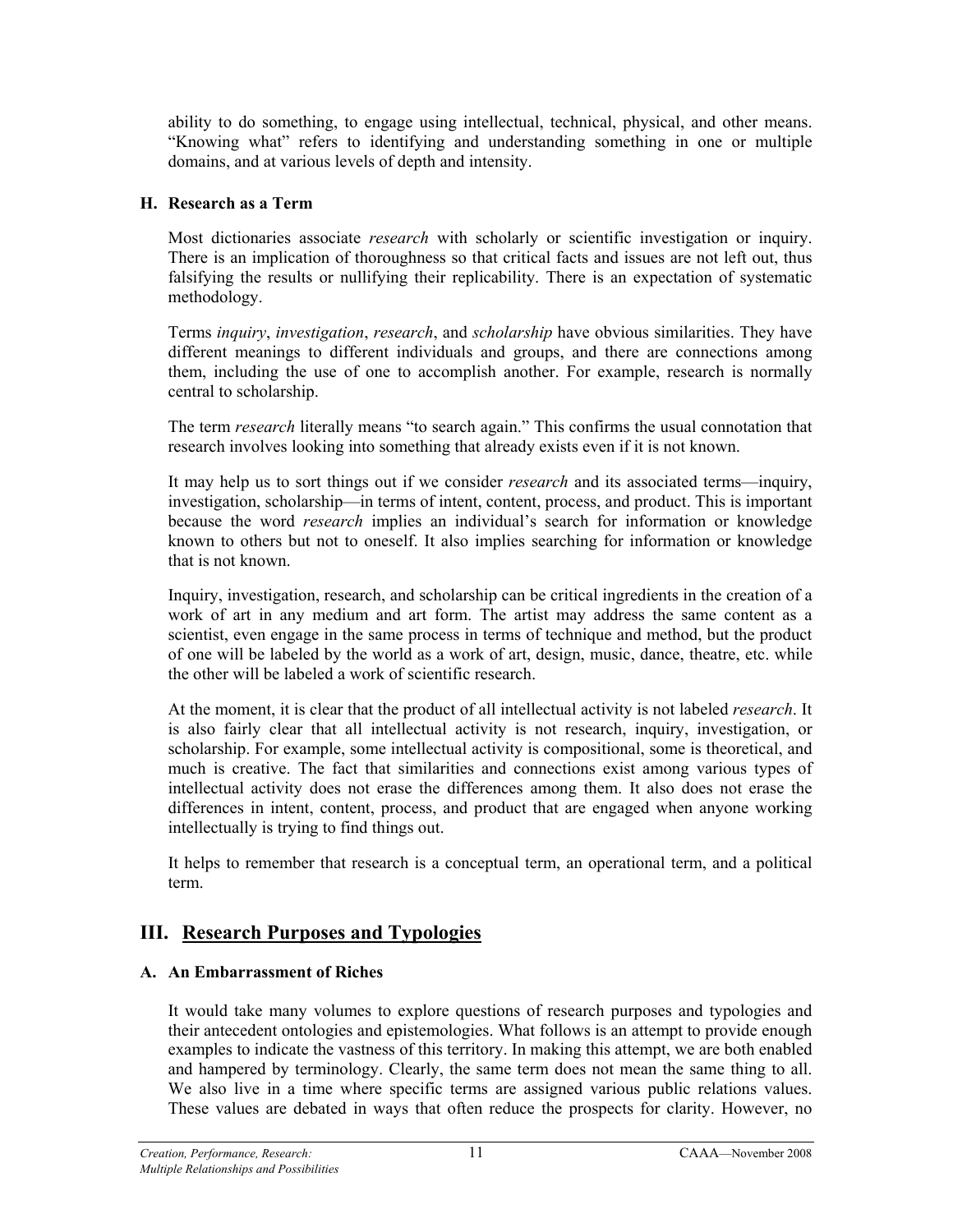ability to do something, to engage using intellectual, technical, physical, and other means. "Knowing what" refers to identifying and understanding something in one or multiple domains, and at various levels of depth and intensity.

### H. Research as a Term

Most dictionaries associate *research* with scholarly or scientific investigation or inquiry. There is an implication of thoroughness so that critical facts and issues are not left out, thus falsifying the results or nullifying their replicability. There is an expectation of systematic methodology.

Terms *inquiry*, *investigation*, *research*, and *scholarship* have obvious similarities. They have different meanings to different individuals and groups, and there are connections among them, including the use of one to accomplish another. For example, research is normally central to scholarship.

The term *research* literally means "to search again." This confirms the usual connotation that research involves looking into something that already exists even if it is not known.

It may help us to sort things out if we consider *research* and its associated terms—inquiry, investigation, scholarship—in terms of intent, content, process, and product. This is important because the word *research* implies an individual's search for information or knowledge known to others but not to oneself. It also implies searching for information or knowledge that is not known.

Inquiry, investigation, research, and scholarship can be critical ingredients in the creation of a work of art in any medium and art form. The artist may address the same content as a scientist, even engage in the same process in terms of technique and method, but the product of one will be labeled by the world as a work of art, design, music, dance, theatre, etc. while the other will be labeled a work of scientific research.

At the moment, it is clear that the product of all intellectual activity is not labeled *research*. It is also fairly clear that all intellectual activity is not research, inquiry, investigation, or scholarship. For example, some intellectual activity is compositional, some is theoretical, and much is creative. The fact that similarities and connections exist among various types of intellectual activity does not erase the differences among them. It also does not erase the differences in intent, content, process, and product that are engaged when anyone working intellectually is trying to find things out.

It helps to remember that research is a conceptual term, an operational term, and a political term.

## III. Research Purposes and Typologies

### A. An Embarrassment of Riches

It would take many volumes to explore questions of research purposes and typologies and their antecedent ontologies and epistemologies. What follows is an attempt to provide enough examples to indicate the vastness of this territory. In making this attempt, we are both enabled and hampered by terminology. Clearly, the same term does not mean the same thing to all. We also live in a time where specific terms are assigned various public relations values. These values are debated in ways that often reduce the prospects for clarity. However, no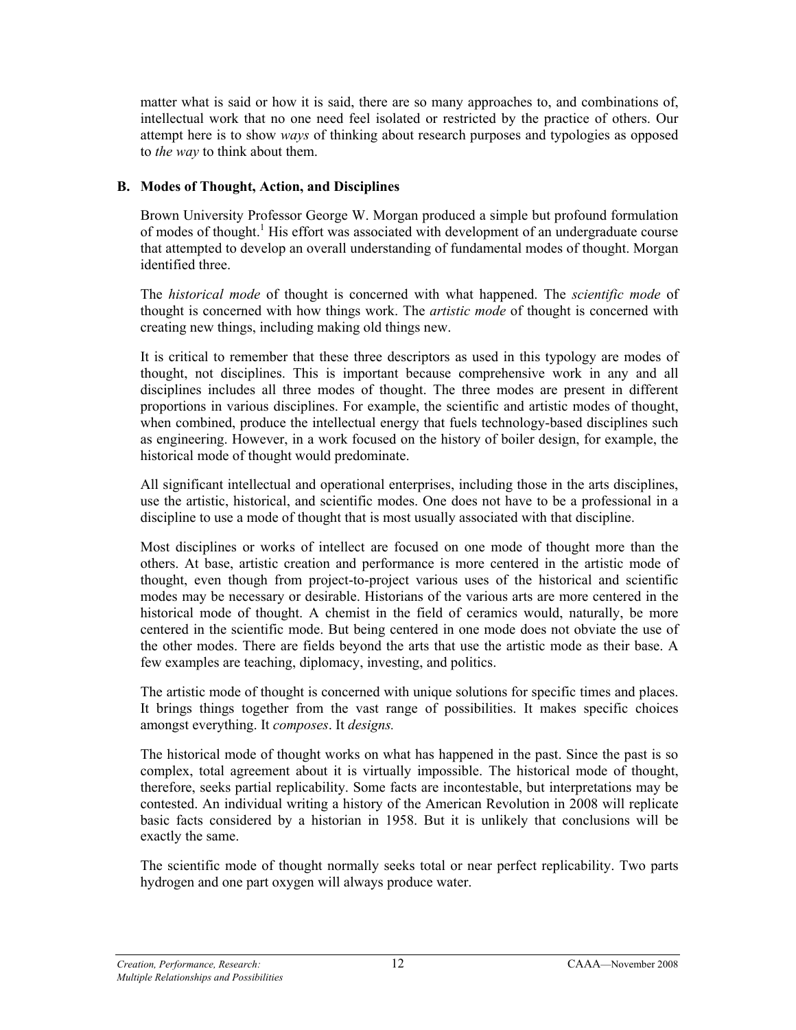matter what is said or how it is said, there are so many approaches to, and combinations of, intellectual work that no one need feel isolated or restricted by the practice of others. Our attempt here is to show *ways* of thinking about research purposes and typologies as opposed to *the way* to think about them.

### B. Modes of Thought, Action, and Disciplines

Brown University Professor George W. Morgan produced a simple but profound formulation of modes of thought.[1] His effort was associated with development of an undergraduate course that attempted to develop an overall understanding of fundamental modes of thought. Morgan identified three.

The *historical mode* of thought is concerned with what happened. The *scientific mode* of thought is concerned with how things work. The *artistic mode* of thought is concerned with creating new things, including making old things new.

It is critical to remember that these three descriptors as used in this typology are modes of thought, not disciplines. This is important because comprehensive work in any and all disciplines includes all three modes of thought. The three modes are present in different proportions in various disciplines. For example, the scientific and artistic modes of thought, when combined, produce the intellectual energy that fuels technology-based disciplines such as engineering. However, in a work focused on the history of boiler design, for example, the historical mode of thought would predominate.

All significant intellectual and operational enterprises, including those in the arts disciplines, use the artistic, historical, and scientific modes. One does not have to be a professional in a discipline to use a mode of thought that is most usually associated with that discipline.

Most disciplines or works of intellect are focused on one mode of thought more than the others. At base, artistic creation and performance is more centered in the artistic mode of thought, even though from project-to-project various uses of the historical and scientific modes may be necessary or desirable. Historians of the various arts are more centered in the historical mode of thought. A chemist in the field of ceramics would, naturally, be more centered in the scientific mode. But being centered in one mode does not obviate the use of the other modes. There are fields beyond the arts that use the artistic mode as their base. A few examples are teaching, diplomacy, investing, and politics.

The artistic mode of thought is concerned with unique solutions for specific times and places. It brings things together from the vast range of possibilities. It makes specific choices amongst everything. It *composes*. It *designs.*

The historical mode of thought works on what has happened in the past. Since the past is so complex, total agreement about it is virtually impossible. The historical mode of thought, therefore, seeks partial replicability. Some facts are incontestable, but interpretations may be contested. An individual writing a history of the American Revolution in 2008 will replicate basic facts considered by a historian in 1958. But it is unlikely that conclusions will be exactly the same.

The scientific mode of thought normally seeks total or near perfect replicability. Two parts hydrogen and one part oxygen will always produce water.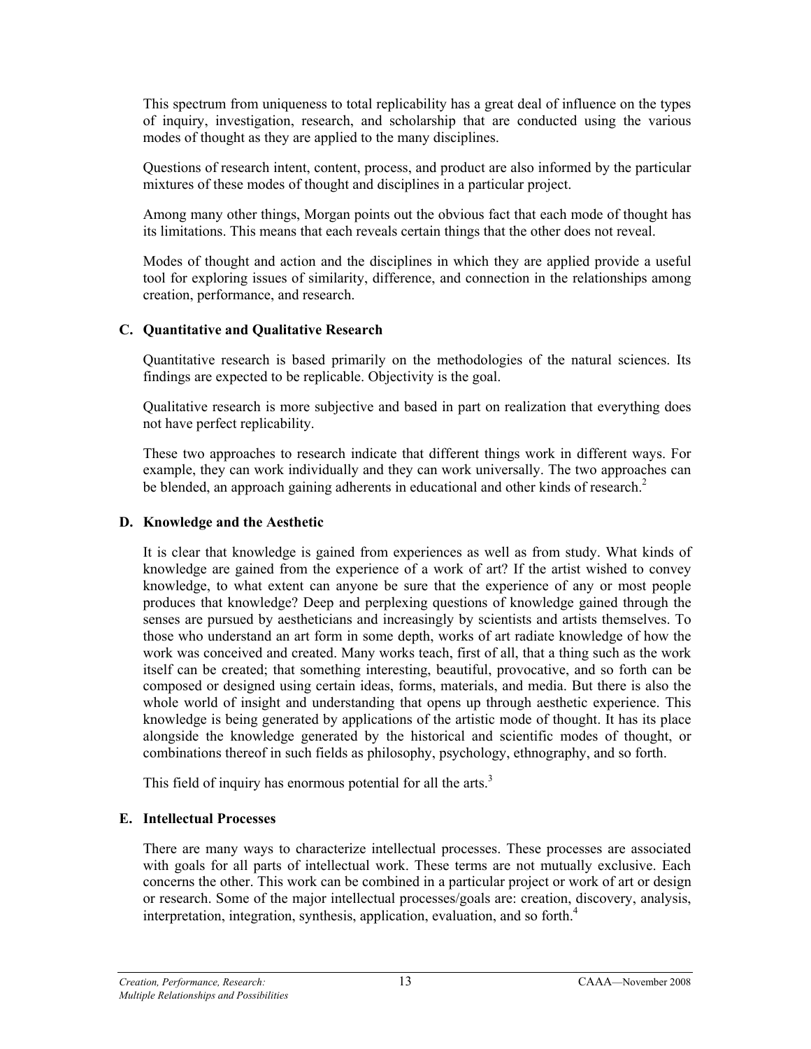This spectrum from uniqueness to total replicability has a great deal of influence on the types of inquiry, investigation, research, and scholarship that are conducted using the various modes of thought as they are applied to the many disciplines.

Questions of research intent, content, process, and product are also informed by the particular mixtures of these modes of thought and disciplines in a particular project.

Among many other things, Morgan points out the obvious fact that each mode of thought has its limitations. This means that each reveals certain things that the other does not reveal.

Modes of thought and action and the disciplines in which they are applied provide a useful tool for exploring issues of similarity, difference, and connection in the relationships among creation, performance, and research.

### C. Quantitative and Qualitative Research

Quantitative research is based primarily on the methodologies of the natural sciences. Its findings are expected to be replicable. Objectivity is the goal.

Qualitative research is more subjective and based in part on realization that everything does not have perfect replicability.

These two approaches to research indicate that different things work in different ways. For example, they can work individually and they can work universally. The two approaches can be blended, an approach gaining adherents in educational and other kinds of research.[2]

### D. Knowledge and the Aesthetic

It is clear that knowledge is gained from experiences as well as from study. What kinds of knowledge are gained from the experience of a work of art? If the artist wished to convey knowledge, to what extent can anyone be sure that the experience of any or most people produces that knowledge? Deep and perplexing questions of knowledge gained through the senses are pursued by aestheticians and increasingly by scientists and artists themselves. To those who understand an art form in some depth, works of art radiate knowledge of how the work was conceived and created. Many works teach, first of all, that a thing such as the work itself can be created; that something interesting, beautiful, provocative, and so forth can be composed or designed using certain ideas, forms, materials, and media. But there is also the whole world of insight and understanding that opens up through aesthetic experience. This knowledge is being generated by applications of the artistic mode of thought. It has its place alongside the knowledge generated by the historical and scientific modes of thought, or combinations thereof in such fields as philosophy, psychology, ethnography, and so forth.

This field of inquiry has enormous potential for all the arts.[3]

### E. Intellectual Processes

There are many ways to characterize intellectual processes. These processes are associated with goals for all parts of intellectual work. These terms are not mutually exclusive. Each concerns the other. This work can be combined in a particular project or work of art or design or research. Some of the major intellectual processes/goals are: creation, discovery, analysis, interpretation, integration, synthesis, application, evaluation, and so forth.[4]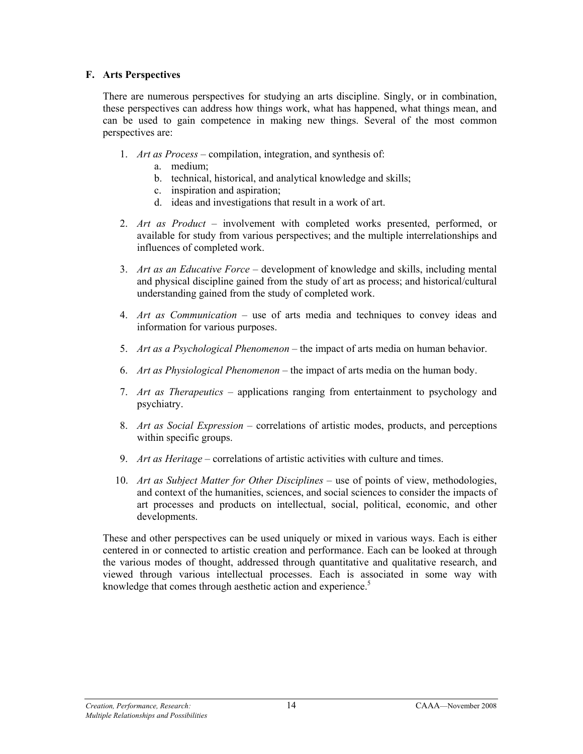### F. Arts Perspectives

There are numerous perspectives for studying an arts discipline. Singly, or in combination, these perspectives can address how things work, what has happened, what things mean, and can be used to gain competence in making new things. Several of the most common perspectives are:

1. *Art as Process* – compilation, integration, and synthesis of:
    a. medium;
    b. technical, historical, and analytical knowledge and skills;
    c. inspiration and aspiration;
    d. ideas and investigations that result in a work of art.

2. *Art as Product* – involvement with completed works presented, performed, or available for study from various perspectives; and the multiple interrelationships and influences of completed work.

3. *Art as an Educative Force* – development of knowledge and skills, including mental and physical discipline gained from the study of art as process; and historical/cultural understanding gained from the study of completed work.

4. *Art as Communication* – use of arts media and techniques to convey ideas and information for various purposes.

5. *Art as a Psychological Phenomenon* – the impact of arts media on human behavior.

6. *Art as Physiological Phenomenon* – the impact of arts media on the human body.

7. *Art as Therapeutics* – applications ranging from entertainment to psychology and psychiatry.

8. *Art as Social Expression* – correlations of artistic modes, products, and perceptions within specific groups.

9. *Art as Heritage* – correlations of artistic activities with culture and times.

10. *Art as Subject Matter for Other Disciplines* – use of points of view, methodologies, and context of the humanities, sciences, and social sciences to consider the impacts of art processes and products on intellectual, social, political, economic, and other developments.

These and other perspectives can be used uniquely or mixed in various ways. Each is either centered in or connected to artistic creation and performance. Each can be looked at through the various modes of thought, addressed through quantitative and qualitative research, and viewed through various intellectual processes. Each is associated in some way with knowledge that comes through aesthetic action and experience.[5]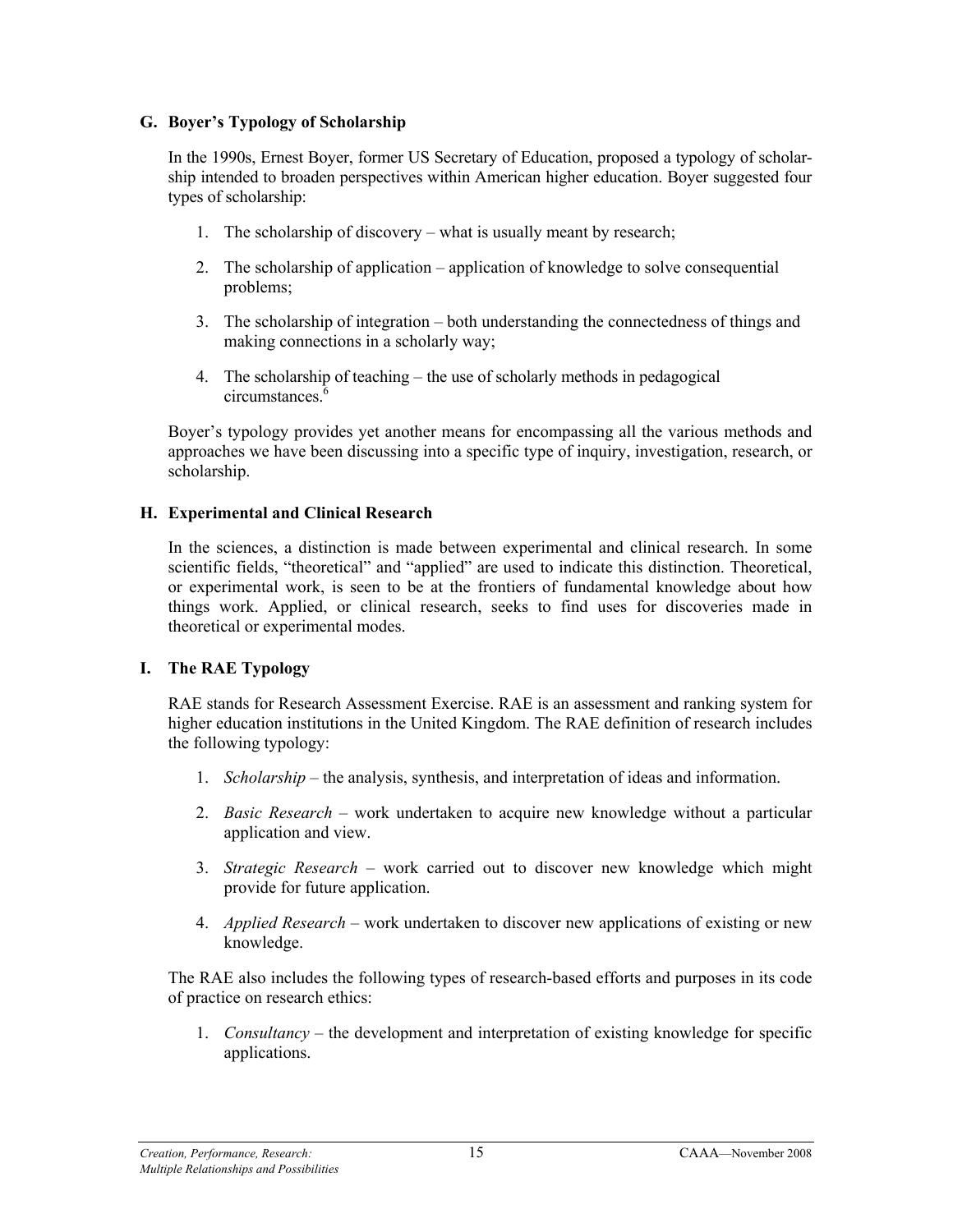### G. Boyer's Typology of Scholarship

In the 1990s, Ernest Boyer, former US Secretary of Education, proposed a typology of scholarship intended to broaden perspectives within American higher education. Boyer suggested four types of scholarship:

1. The scholarship of discovery – what is usually meant by research;
2. The scholarship of application – application of knowledge to solve consequential problems;
3. The scholarship of integration – both understanding the connectedness of things and making connections in a scholarly way;
4. The scholarship of teaching – the use of scholarly methods in pedagogical circumstances.[6]

Boyer's typology provides yet another means for encompassing all the various methods and approaches we have been discussing into a specific type of inquiry, investigation, research, or scholarship.

### H. Experimental and Clinical Research

In the sciences, a distinction is made between experimental and clinical research. In some scientific fields, "theoretical" and "applied" are used to indicate this distinction. Theoretical, or experimental work, is seen to be at the frontiers of fundamental knowledge about how things work. Applied, or clinical research, seeks to find uses for discoveries made in theoretical or experimental modes.

### I. The RAE Typology

RAE stands for Research Assessment Exercise. RAE is an assessment and ranking system for higher education institutions in the United Kingdom. The RAE definition of research includes the following typology:

1. *Scholarship* – the analysis, synthesis, and interpretation of ideas and information.
2. *Basic Research* – work undertaken to acquire new knowledge without a particular application and view.
3. *Strategic Research* – work carried out to discover new knowledge which might provide for future application.
4. *Applied Research* – work undertaken to discover new applications of existing or new knowledge.

The RAE also includes the following types of research-based efforts and purposes in its code of practice on research ethics:

1. *Consultancy* – the development and interpretation of existing knowledge for specific applications.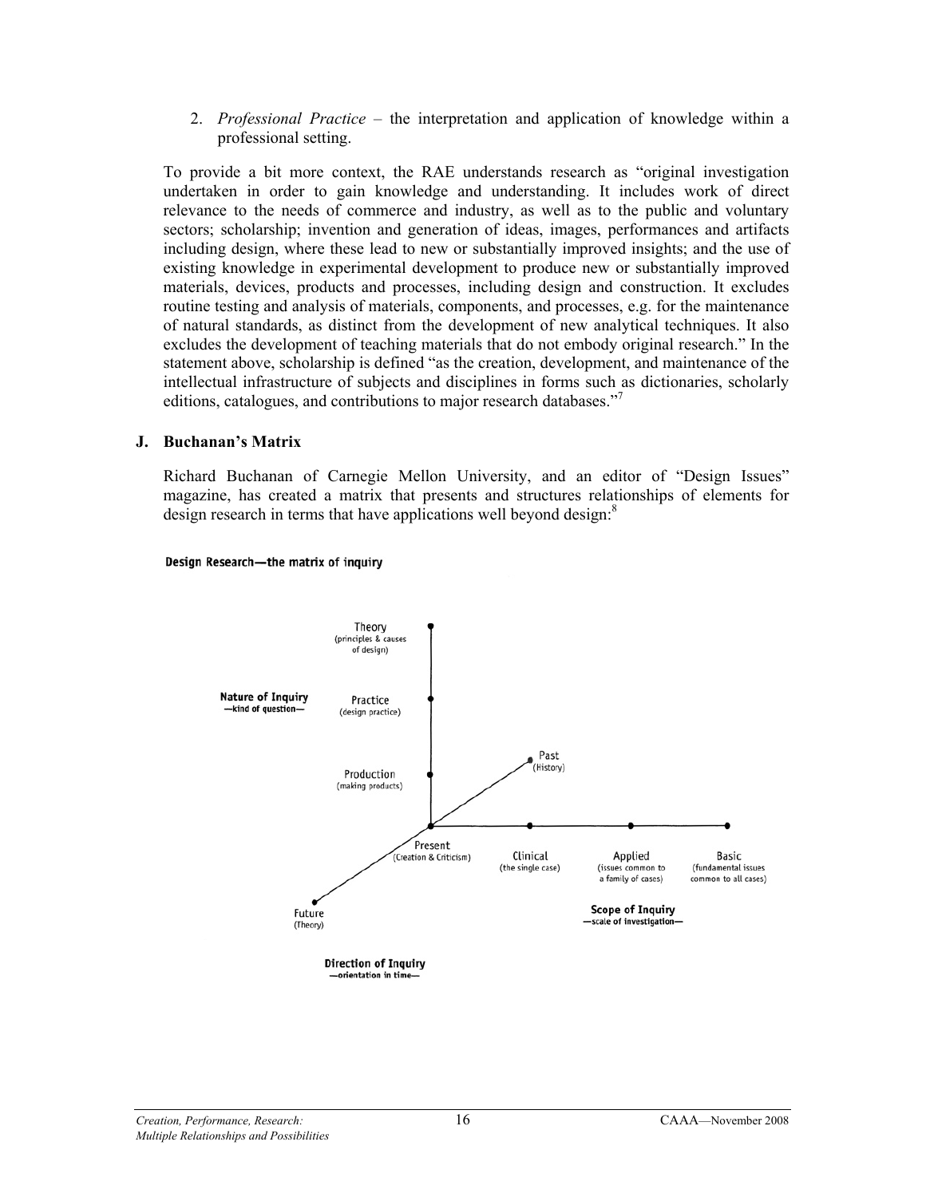2. *Professional Practice* – the interpretation and application of knowledge within a professional setting.

To provide a bit more context, the RAE understands research as "original investigation undertaken in order to gain knowledge and understanding. It includes work of direct relevance to the needs of commerce and industry, as well as to the public and voluntary sectors; scholarship; invention and generation of ideas, images, performances and artifacts including design, where these lead to new or substantially improved insights; and the use of existing knowledge in experimental development to produce new or substantially improved materials, devices, products and processes, including design and construction. It excludes routine testing and analysis of materials, components, and processes, e.g. for the maintenance of natural standards, as distinct from the development of new analytical techniques. It also excludes the development of teaching materials that do not embody original research." In the statement above, scholarship is defined "as the creation, development, and maintenance of the intellectual infrastructure of subjects and disciplines in forms such as dictionaries, scholarly editions, catalogues, and contributions to major research databases."[7]

## J. Buchanan's Matrix

Richard Buchanan of Carnegie Mellon University, and an editor of "Design Issues" magazine, has created a matrix that presents and structures relationships of elements for design research in terms that have applications well beyond design:[8]

**Design Research—the matrix of inquiry**

**Nature of Inquiry** —kind of question—

Theory (principles & causes of design)

Practice (design practice)

Production (making products)

Past (History)

Present (Creation & Criticism)

Future (Theory)

**Direction of Inquiry** —orientation in time—

Clinical (the single case)

Applied (issues common to a family of cases)

Basic (fundamental issues common to all cases)

**Scope of Inquiry** —scale of investigation—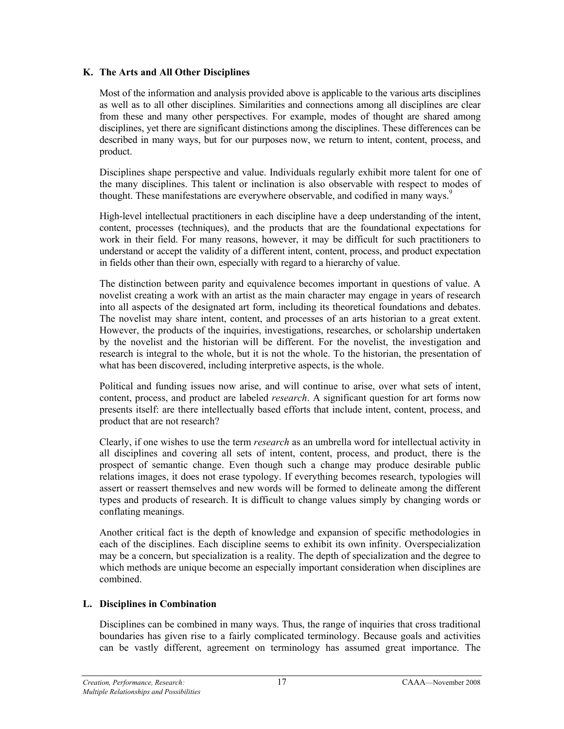### K. The Arts and All Other Disciplines

Most of the information and analysis provided above is applicable to the various arts disciplines as well as to all other disciplines. Similarities and connections among all disciplines are clear from these and many other perspectives. For example, modes of thought are shared among disciplines, yet there are significant distinctions among the disciplines. These differences can be described in many ways, but for our purposes now, we return to intent, content, process, and product.

Disciplines shape perspective and value. Individuals regularly exhibit more talent for one of the many disciplines. This talent or inclination is also observable with respect to modes of thought. These manifestations are everywhere observable, and codified in many ways.[9]

High-level intellectual practitioners in each discipline have a deep understanding of the intent, content, processes (techniques), and the products that are the foundational expectations for work in their field. For many reasons, however, it may be difficult for such practitioners to understand or accept the validity of a different intent, content, process, and product expectation in fields other than their own, especially with regard to a hierarchy of value.

The distinction between parity and equivalence becomes important in questions of value. A novelist creating a work with an artist as the main character may engage in years of research into all aspects of the designated art form, including its theoretical foundations and debates. The novelist may share intent, content, and processes of an arts historian to a great extent. However, the products of the inquiries, investigations, researches, or scholarship undertaken by the novelist and the historian will be different. For the novelist, the investigation and research is integral to the whole, but it is not the whole. To the historian, the presentation of what has been discovered, including interpretive aspects, is the whole.

Political and funding issues now arise, and will continue to arise, over what sets of intent, content, process, and product are labeled *research*. A significant question for art forms now presents itself: are there intellectually based efforts that include intent, content, process, and product that are not research?

Clearly, if one wishes to use the term *research* as an umbrella word for intellectual activity in all disciplines and covering all sets of intent, content, process, and product, there is the prospect of semantic change. Even though such a change may produce desirable public relations images, it does not erase typology. If everything becomes research, typologies will assert or reassert themselves and new words will be formed to delineate among the different types and products of research. It is difficult to change values simply by changing words or conflating meanings.

Another critical fact is the depth of knowledge and expansion of specific methodologies in each of the disciplines. Each discipline seems to exhibit its own infinity. Overspecialization may be a concern, but specialization is a reality. The depth of specialization and the degree to which methods are unique become an especially important consideration when disciplines are combined.

### L. Disciplines in Combination

Disciplines can be combined in many ways. Thus, the range of inquiries that cross traditional boundaries has given rise to a fairly complicated terminology. Because goals and activities can be vastly different, agreement on terminology has assumed great importance. The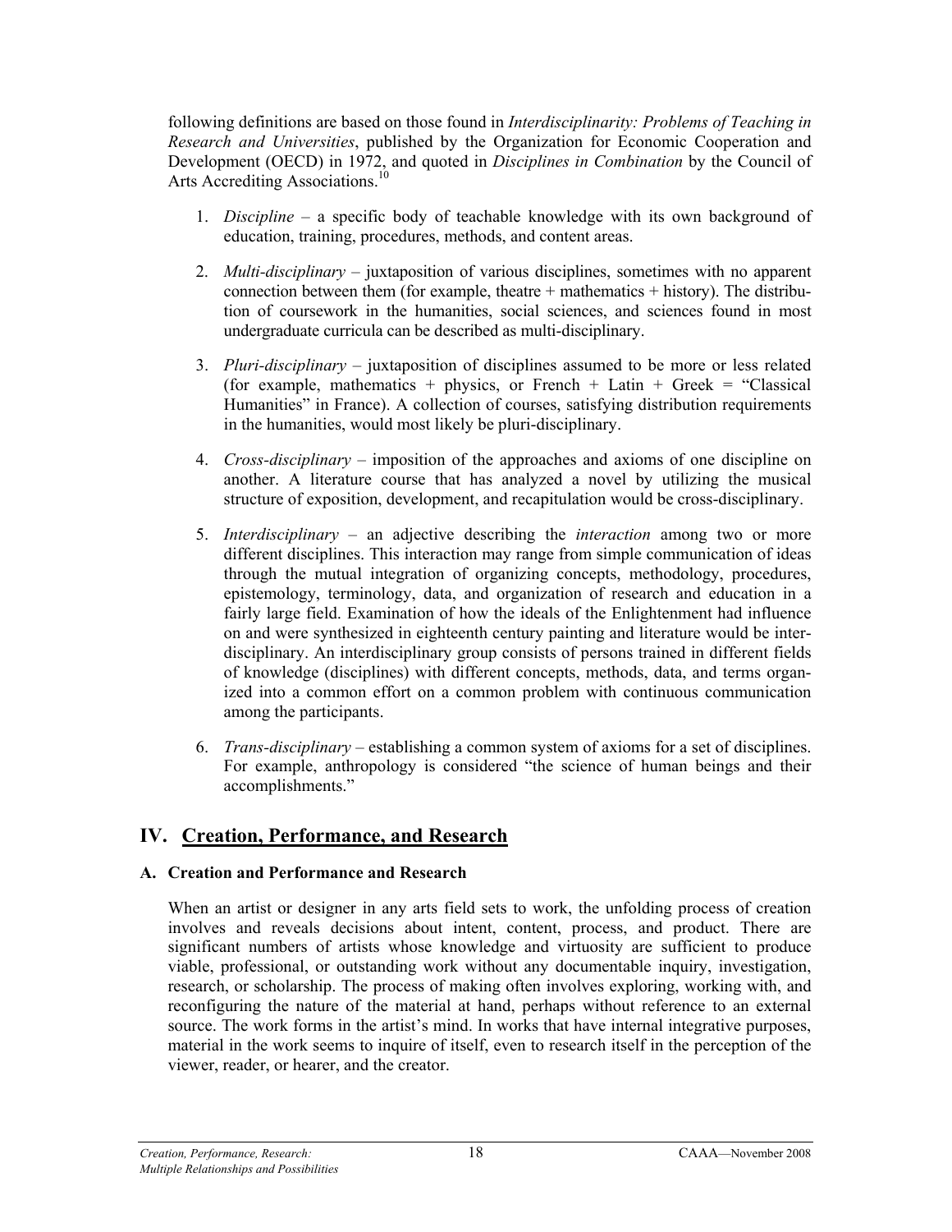following definitions are based on those found in *Interdisciplinarity: Problems of Teaching in Research and Universities*, published by the Organization for Economic Cooperation and Development (OECD) in 1972, and quoted in *Disciplines in Combination* by the Council of Arts Accrediting Associations.[10]

1. *Discipline* – a specific body of teachable knowledge with its own background of education, training, procedures, methods, and content areas.

2. *Multi-disciplinary* – juxtaposition of various disciplines, sometimes with no apparent connection between them (for example, theatre + mathematics + history). The distribution of coursework in the humanities, social sciences, and sciences found in most undergraduate curricula can be described as multi-disciplinary.

3. *Pluri-disciplinary* – juxtaposition of disciplines assumed to be more or less related (for example, mathematics + physics, or French + Latin + Greek = "Classical Humanities" in France). A collection of courses, satisfying distribution requirements in the humanities, would most likely be pluri-disciplinary.

4. *Cross-disciplinary* – imposition of the approaches and axioms of one discipline on another. A literature course that has analyzed a novel by utilizing the musical structure of exposition, development, and recapitulation would be cross-disciplinary.

5. *Interdisciplinary* – an adjective describing the *interaction* among two or more different disciplines. This interaction may range from simple communication of ideas through the mutual integration of organizing concepts, methodology, procedures, epistemology, terminology, data, and organization of research and education in a fairly large field. Examination of how the ideals of the Enlightenment had influence on and were synthesized in eighteenth century painting and literature would be interdisciplinary. An interdisciplinary group consists of persons trained in different fields of knowledge (disciplines) with different concepts, methods, data, and terms organized into a common effort on a common problem with continuous communication among the participants.

6. *Trans-disciplinary* – establishing a common system of axioms for a set of disciplines. For example, anthropology is considered "the science of human beings and their accomplishments."

## IV. Creation, Performance, and Research

### A. Creation and Performance and Research

When an artist or designer in any arts field sets to work, the unfolding process of creation involves and reveals decisions about intent, content, process, and product. There are significant numbers of artists whose knowledge and virtuosity are sufficient to produce viable, professional, or outstanding work without any documentable inquiry, investigation, research, or scholarship. The process of making often involves exploring, working with, and reconfiguring the nature of the material at hand, perhaps without reference to an external source. The work forms in the artist's mind. In works that have internal integrative purposes, material in the work seems to inquire of itself, even to research itself in the perception of the viewer, reader, or hearer, and the creator.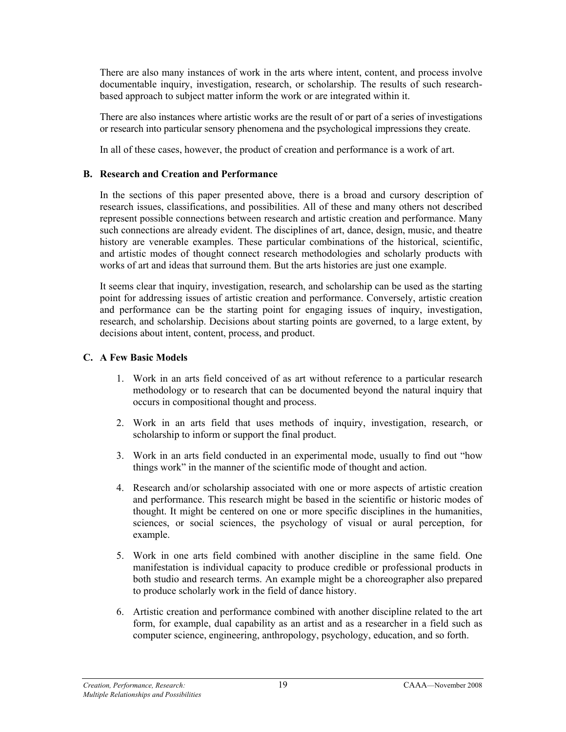There are also many instances of work in the arts where intent, content, and process involve documentable inquiry, investigation, research, or scholarship. The results of such research-based approach to subject matter inform the work or are integrated within it.

There are also instances where artistic works are the result of or part of a series of investigations or research into particular sensory phenomena and the psychological impressions they create.

In all of these cases, however, the product of creation and performance is a work of art.

### B. Research and Creation and Performance

In the sections of this paper presented above, there is a broad and cursory description of research issues, classifications, and possibilities. All of these and many others not described represent possible connections between research and artistic creation and performance. Many such connections are already evident. The disciplines of art, dance, design, music, and theatre history are venerable examples. These particular combinations of the historical, scientific, and artistic modes of thought connect research methodologies and scholarly products with works of art and ideas that surround them. But the arts histories are just one example.

It seems clear that inquiry, investigation, research, and scholarship can be used as the starting point for addressing issues of artistic creation and performance. Conversely, artistic creation and performance can be the starting point for engaging issues of inquiry, investigation, research, and scholarship. Decisions about starting points are governed, to a large extent, by decisions about intent, content, process, and product.

### C. A Few Basic Models

1. Work in an arts field conceived of as art without reference to a particular research methodology or to research that can be documented beyond the natural inquiry that occurs in compositional thought and process.

2. Work in an arts field that uses methods of inquiry, investigation, research, or scholarship to inform or support the final product.

3. Work in an arts field conducted in an experimental mode, usually to find out "how things work" in the manner of the scientific mode of thought and action.

4. Research and/or scholarship associated with one or more aspects of artistic creation and performance. This research might be based in the scientific or historic modes of thought. It might be centered on one or more specific disciplines in the humanities, sciences, or social sciences, the psychology of visual or aural perception, for example.

5. Work in one arts field combined with another discipline in the same field. One manifestation is individual capacity to produce credible or professional products in both studio and research terms. An example might be a choreographer also prepared to produce scholarly work in the field of dance history.

6. Artistic creation and performance combined with another discipline related to the art form, for example, dual capability as an artist and as a researcher in a field such as computer science, engineering, anthropology, psychology, education, and so forth.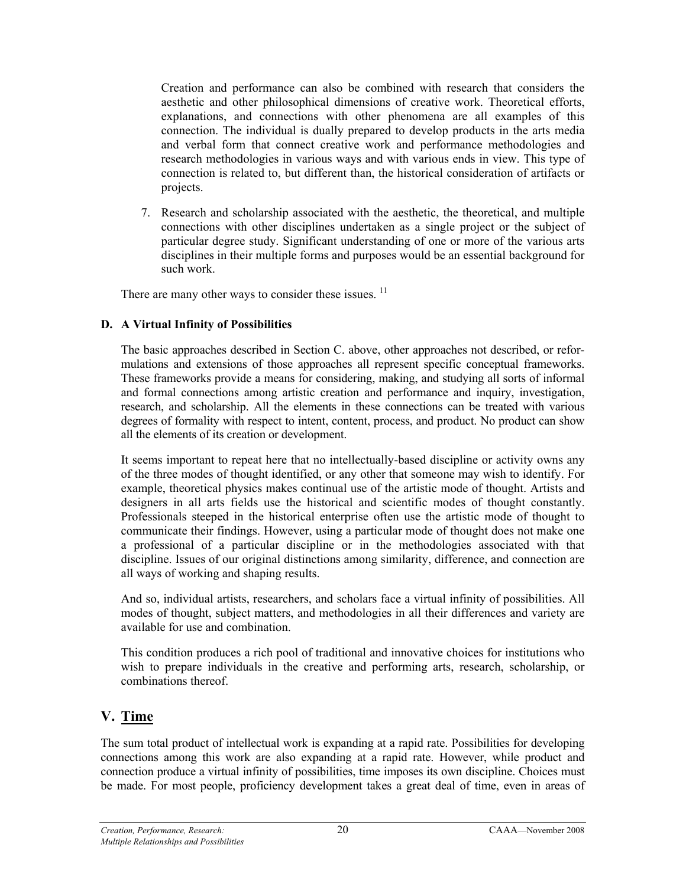Creation and performance can also be combined with research that considers the aesthetic and other philosophical dimensions of creative work. Theoretical efforts, explanations, and connections with other phenomena are all examples of this connection. The individual is dually prepared to develop products in the arts media and verbal form that connect creative work and performance methodologies and research methodologies in various ways and with various ends in view. This type of connection is related to, but different than, the historical consideration of artifacts or projects.

7. Research and scholarship associated with the aesthetic, the theoretical, and multiple connections with other disciplines undertaken as a single project or the subject of particular degree study. Significant understanding of one or more of the various arts disciplines in their multiple forms and purposes would be an essential background for such work.

There are many other ways to consider these issues. [11]

### D. A Virtual Infinity of Possibilities

The basic approaches described in Section C. above, other approaches not described, or reformulations and extensions of those approaches all represent specific conceptual frameworks. These frameworks provide a means for considering, making, and studying all sorts of informal and formal connections among artistic creation and performance and inquiry, investigation, research, and scholarship. All the elements in these connections can be treated with various degrees of formality with respect to intent, content, process, and product. No product can show all the elements of its creation or development.

It seems important to repeat here that no intellectually-based discipline or activity owns any of the three modes of thought identified, or any other that someone may wish to identify. For example, theoretical physics makes continual use of the artistic mode of thought. Artists and designers in all arts fields use the historical and scientific modes of thought constantly. Professionals steeped in the historical enterprise often use the artistic mode of thought to communicate their findings. However, using a particular mode of thought does not make one a professional of a particular discipline or in the methodologies associated with that discipline. Issues of our original distinctions among similarity, difference, and connection are all ways of working and shaping results.

And so, individual artists, researchers, and scholars face a virtual infinity of possibilities. All modes of thought, subject matters, and methodologies in all their differences and variety are available for use and combination.

This condition produces a rich pool of traditional and innovative choices for institutions who wish to prepare individuals in the creative and performing arts, research, scholarship, or combinations thereof.

## V. Time

The sum total product of intellectual work is expanding at a rapid rate. Possibilities for developing connections among this work are also expanding at a rapid rate. However, while product and connection produce a virtual infinity of possibilities, time imposes its own discipline. Choices must be made. For most people, proficiency development takes a great deal of time, even in areas of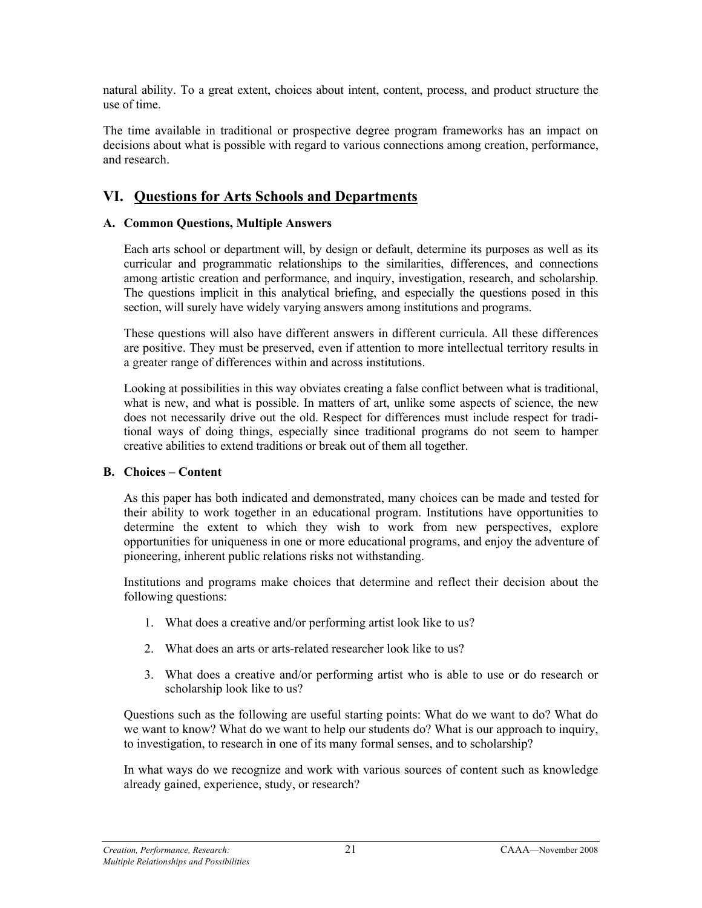natural ability. To a great extent, choices about intent, content, process, and product structure the use of time.

The time available in traditional or prospective degree program frameworks has an impact on decisions about what is possible with regard to various connections among creation, performance, and research.

## VI. Questions for Arts Schools and Departments

### A. Common Questions, Multiple Answers

Each arts school or department will, by design or default, determine its purposes as well as its curricular and programmatic relationships to the similarities, differences, and connections among artistic creation and performance, and inquiry, investigation, research, and scholarship. The questions implicit in this analytical briefing, and especially the questions posed in this section, will surely have widely varying answers among institutions and programs.

These questions will also have different answers in different curricula. All these differences are positive. They must be preserved, even if attention to more intellectual territory results in a greater range of differences within and across institutions.

Looking at possibilities in this way obviates creating a false conflict between what is traditional, what is new, and what is possible. In matters of art, unlike some aspects of science, the new does not necessarily drive out the old. Respect for differences must include respect for traditional ways of doing things, especially since traditional programs do not seem to hamper creative abilities to extend traditions or break out of them all together.

### B. Choices – Content

As this paper has both indicated and demonstrated, many choices can be made and tested for their ability to work together in an educational program. Institutions have opportunities to determine the extent to which they wish to work from new perspectives, explore opportunities for uniqueness in one or more educational programs, and enjoy the adventure of pioneering, inherent public relations risks not withstanding.

Institutions and programs make choices that determine and reflect their decision about the following questions:

1. What does a creative and/or performing artist look like to us?

2. What does an arts or arts-related researcher look like to us?

3. What does a creative and/or performing artist who is able to use or do research or scholarship look like to us?

Questions such as the following are useful starting points: What do we want to do? What do we want to know? What do we want to help our students do? What is our approach to inquiry, to investigation, to research in one of its many formal senses, and to scholarship?

In what ways do we recognize and work with various sources of content such as knowledge already gained, experience, study, or research?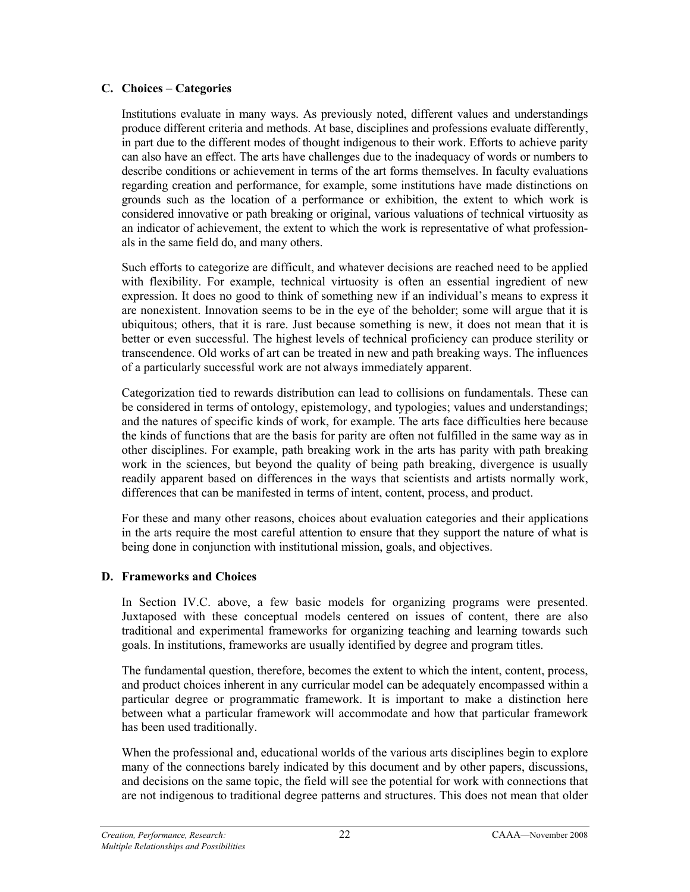### C. Choices – Categories

Institutions evaluate in many ways. As previously noted, different values and understandings produce different criteria and methods. At base, disciplines and professions evaluate differently, in part due to the different modes of thought indigenous to their work. Efforts to achieve parity can also have an effect. The arts have challenges due to the inadequacy of words or numbers to describe conditions or achievement in terms of the art forms themselves. In faculty evaluations regarding creation and performance, for example, some institutions have made distinctions on grounds such as the location of a performance or exhibition, the extent to which work is considered innovative or path breaking or original, various valuations of technical virtuosity as an indicator of achievement, the extent to which the work is representative of what professionals in the same field do, and many others.

Such efforts to categorize are difficult, and whatever decisions are reached need to be applied with flexibility. For example, technical virtuosity is often an essential ingredient of new expression. It does no good to think of something new if an individual's means to express it are nonexistent. Innovation seems to be in the eye of the beholder; some will argue that it is ubiquitous; others, that it is rare. Just because something is new, it does not mean that it is better or even successful. The highest levels of technical proficiency can produce sterility or transcendence. Old works of art can be treated in new and path breaking ways. The influences of a particularly successful work are not always immediately apparent.

Categorization tied to rewards distribution can lead to collisions on fundamentals. These can be considered in terms of ontology, epistemology, and typologies; values and understandings; and the natures of specific kinds of work, for example. The arts face difficulties here because the kinds of functions that are the basis for parity are often not fulfilled in the same way as in other disciplines. For example, path breaking work in the arts has parity with path breaking work in the sciences, but beyond the quality of being path breaking, divergence is usually readily apparent based on differences in the ways that scientists and artists normally work, differences that can be manifested in terms of intent, content, process, and product.

For these and many other reasons, choices about evaluation categories and their applications in the arts require the most careful attention to ensure that they support the nature of what is being done in conjunction with institutional mission, goals, and objectives.

### D. Frameworks and Choices

In Section IV.C. above, a few basic models for organizing programs were presented. Juxtaposed with these conceptual models centered on issues of content, there are also traditional and experimental frameworks for organizing teaching and learning towards such goals. In institutions, frameworks are usually identified by degree and program titles.

The fundamental question, therefore, becomes the extent to which the intent, content, process, and product choices inherent in any curricular model can be adequately encompassed within a particular degree or programmatic framework. It is important to make a distinction here between what a particular framework will accommodate and how that particular framework has been used traditionally.

When the professional and, educational worlds of the various arts disciplines begin to explore many of the connections barely indicated by this document and by other papers, discussions, and decisions on the same topic, the field will see the potential for work with connections that are not indigenous to traditional degree patterns and structures. This does not mean that older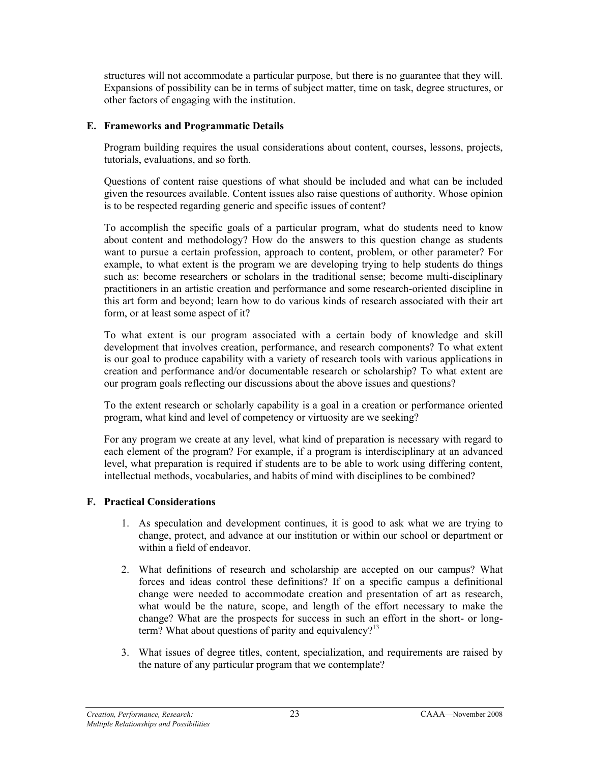structures will not accommodate a particular purpose, but there is no guarantee that they will. Expansions of possibility can be in terms of subject matter, time on task, degree structures, or other factors of engaging with the institution.

### E. Frameworks and Programmatic Details

Program building requires the usual considerations about content, courses, lessons, projects, tutorials, evaluations, and so forth.

Questions of content raise questions of what should be included and what can be included given the resources available. Content issues also raise questions of authority. Whose opinion is to be respected regarding generic and specific issues of content?

To accomplish the specific goals of a particular program, what do students need to know about content and methodology? How do the answers to this question change as students want to pursue a certain profession, approach to content, problem, or other parameter? For example, to what extent is the program we are developing trying to help students do things such as: become researchers or scholars in the traditional sense; become multi-disciplinary practitioners in an artistic creation and performance and some research-oriented discipline in this art form and beyond; learn how to do various kinds of research associated with their art form, or at least some aspect of it?

To what extent is our program associated with a certain body of knowledge and skill development that involves creation, performance, and research components? To what extent is our goal to produce capability with a variety of research tools with various applications in creation and performance and/or documentable research or scholarship? To what extent are our program goals reflecting our discussions about the above issues and questions?

To the extent research or scholarly capability is a goal in a creation or performance oriented program, what kind and level of competency or virtuosity are we seeking?

For any program we create at any level, what kind of preparation is necessary with regard to each element of the program? For example, if a program is interdisciplinary at an advanced level, what preparation is required if students are to be able to work using differing content, intellectual methods, vocabularies, and habits of mind with disciplines to be combined?

### F. Practical Considerations

1. As speculation and development continues, it is good to ask what we are trying to change, protect, and advance at our institution or within our school or department or within a field of endeavor.

2. What definitions of research and scholarship are accepted on our campus? What forces and ideas control these definitions? If on a specific campus a definitional change were needed to accommodate creation and presentation of art as research, what would be the nature, scope, and length of the effort necessary to make the change? What are the prospects for success in such an effort in the short- or long-term? What about questions of parity and equivalency?[13]

3. What issues of degree titles, content, specialization, and requirements are raised by the nature of any particular program that we contemplate?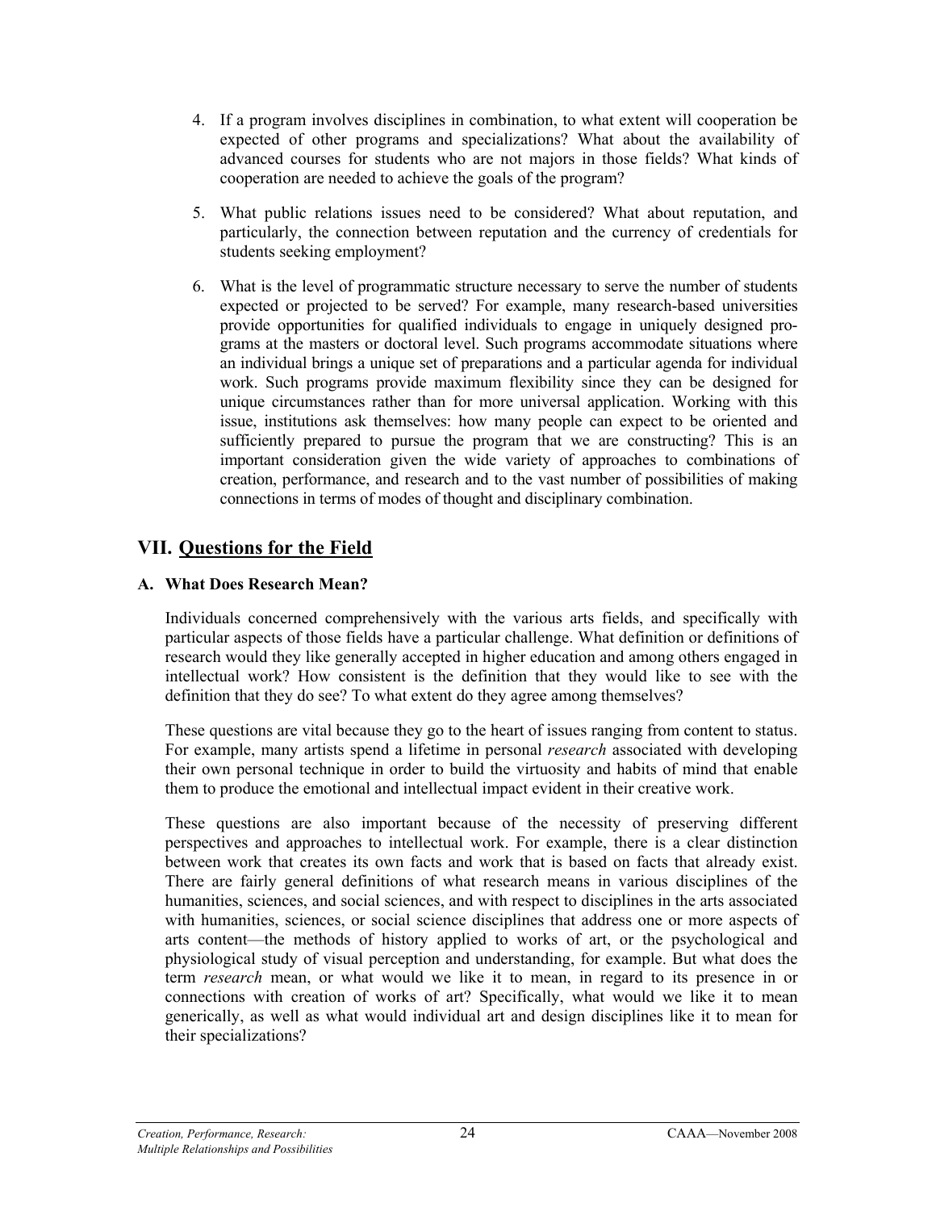4. If a program involves disciplines in combination, to what extent will cooperation be expected of other programs and specializations? What about the availability of advanced courses for students who are not majors in those fields? What kinds of cooperation are needed to achieve the goals of the program?

5. What public relations issues need to be considered? What about reputation, and particularly, the connection between reputation and the currency of credentials for students seeking employment?

6. What is the level of programmatic structure necessary to serve the number of students expected or projected to be served? For example, many research-based universities provide opportunities for qualified individuals to engage in uniquely designed programs at the masters or doctoral level. Such programs accommodate situations where an individual brings a unique set of preparations and a particular agenda for individual work. Such programs provide maximum flexibility since they can be designed for unique circumstances rather than for more universal application. Working with this issue, institutions ask themselves: how many people can expect to be oriented and sufficiently prepared to pursue the program that we are constructing? This is an important consideration given the wide variety of approaches to combinations of creation, performance, and research and to the vast number of possibilities of making connections in terms of modes of thought and disciplinary combination.

## VII. Questions for the Field

### A. What Does Research Mean?

Individuals concerned comprehensively with the various arts fields, and specifically with particular aspects of those fields have a particular challenge. What definition or definitions of research would they like generally accepted in higher education and among others engaged in intellectual work? How consistent is the definition that they would like to see with the definition that they do see? To what extent do they agree among themselves?

These questions are vital because they go to the heart of issues ranging from content to status. For example, many artists spend a lifetime in personal *research* associated with developing their own personal technique in order to build the virtuosity and habits of mind that enable them to produce the emotional and intellectual impact evident in their creative work.

These questions are also important because of the necessity of preserving different perspectives and approaches to intellectual work. For example, there is a clear distinction between work that creates its own facts and work that is based on facts that already exist. There are fairly general definitions of what research means in various disciplines of the humanities, sciences, and social sciences, and with respect to disciplines in the arts associated with humanities, sciences, or social science disciplines that address one or more aspects of arts content—the methods of history applied to works of art, or the psychological and physiological study of visual perception and understanding, for example. But what does the term *research* mean, or what would we like it to mean, in regard to its presence in or connections with creation of works of art? Specifically, what would we like it to mean generically, as well as what would individual art and design disciplines like it to mean for their specializations?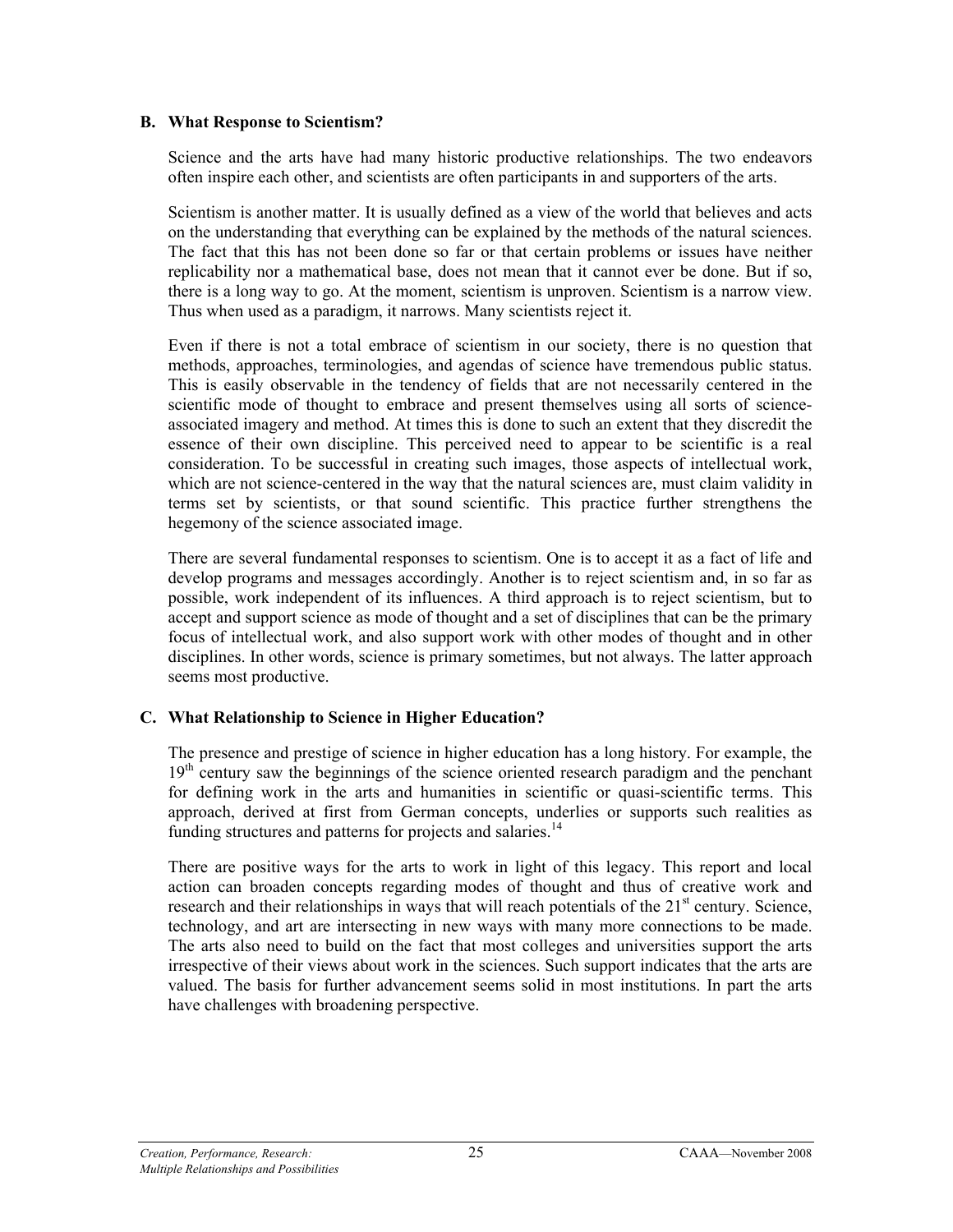### B. What Response to Scientism?

Science and the arts have had many historic productive relationships. The two endeavors often inspire each other, and scientists are often participants in and supporters of the arts.

Scientism is another matter. It is usually defined as a view of the world that believes and acts on the understanding that everything can be explained by the methods of the natural sciences. The fact that this has not been done so far or that certain problems or issues have neither replicability nor a mathematical base, does not mean that it cannot ever be done. But if so, there is a long way to go. At the moment, scientism is unproven. Scientism is a narrow view. Thus when used as a paradigm, it narrows. Many scientists reject it.

Even if there is not a total embrace of scientism in our society, there is no question that methods, approaches, terminologies, and agendas of science have tremendous public status. This is easily observable in the tendency of fields that are not necessarily centered in the scientific mode of thought to embrace and present themselves using all sorts of science-associated imagery and method. At times this is done to such an extent that they discredit the essence of their own discipline. This perceived need to appear to be scientific is a real consideration. To be successful in creating such images, those aspects of intellectual work, which are not science-centered in the way that the natural sciences are, must claim validity in terms set by scientists, or that sound scientific. This practice further strengthens the hegemony of the science associated image.

There are several fundamental responses to scientism. One is to accept it as a fact of life and develop programs and messages accordingly. Another is to reject scientism and, in so far as possible, work independent of its influences. A third approach is to reject scientism, but to accept and support science as mode of thought and a set of disciplines that can be the primary focus of intellectual work, and also support work with other modes of thought and in other disciplines. In other words, science is primary sometimes, but not always. The latter approach seems most productive.

### C. What Relationship to Science in Higher Education?

The presence and prestige of science in higher education has a long history. For example, the 19th century saw the beginnings of the science oriented research paradigm and the penchant for defining work in the arts and humanities in scientific or quasi-scientific terms. This approach, derived at first from German concepts, underlies or supports such realities as funding structures and patterns for projects and salaries.[14]

There are positive ways for the arts to work in light of this legacy. This report and local action can broaden concepts regarding modes of thought and thus of creative work and research and their relationships in ways that will reach potentials of the 21st century. Science, technology, and art are intersecting in new ways with many more connections to be made. The arts also need to build on the fact that most colleges and universities support the arts irrespective of their views about work in the sciences. Such support indicates that the arts are valued. The basis for further advancement seems solid in most institutions. In part the arts have challenges with broadening perspective.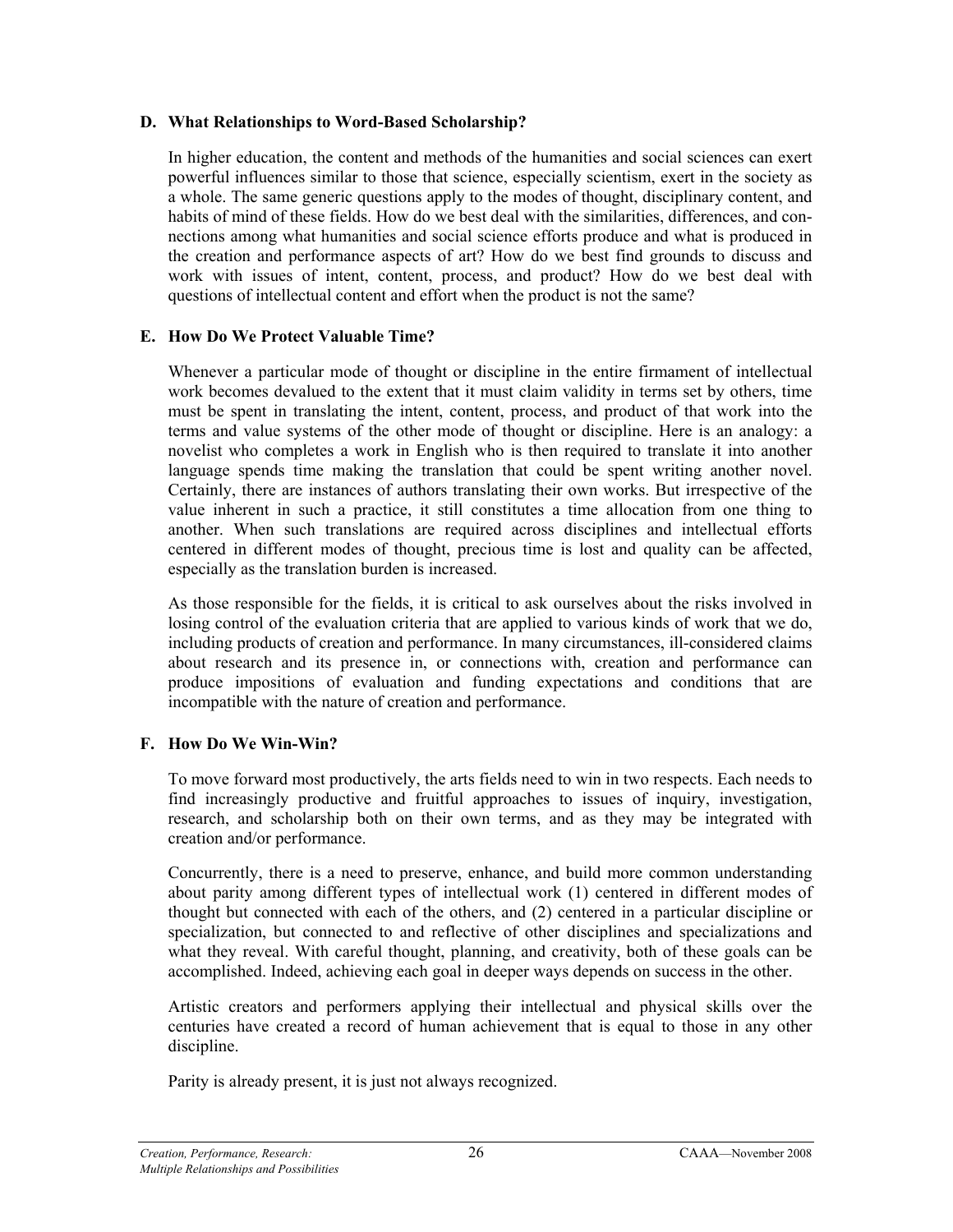### D. What Relationships to Word-Based Scholarship?

In higher education, the content and methods of the humanities and social sciences can exert powerful influences similar to those that science, especially scientism, exert in the society as a whole. The same generic questions apply to the modes of thought, disciplinary content, and habits of mind of these fields. How do we best deal with the similarities, differences, and connections among what humanities and social science efforts produce and what is produced in the creation and performance aspects of art? How do we best find grounds to discuss and work with issues of intent, content, process, and product? How do we best deal with questions of intellectual content and effort when the product is not the same?

### E. How Do We Protect Valuable Time?

Whenever a particular mode of thought or discipline in the entire firmament of intellectual work becomes devalued to the extent that it must claim validity in terms set by others, time must be spent in translating the intent, content, process, and product of that work into the terms and value systems of the other mode of thought or discipline. Here is an analogy: a novelist who completes a work in English who is then required to translate it into another language spends time making the translation that could be spent writing another novel. Certainly, there are instances of authors translating their own works. But irrespective of the value inherent in such a practice, it still constitutes a time allocation from one thing to another. When such translations are required across disciplines and intellectual efforts centered in different modes of thought, precious time is lost and quality can be affected, especially as the translation burden is increased.

As those responsible for the fields, it is critical to ask ourselves about the risks involved in losing control of the evaluation criteria that are applied to various kinds of work that we do, including products of creation and performance. In many circumstances, ill-considered claims about research and its presence in, or connections with, creation and performance can produce impositions of evaluation and funding expectations and conditions that are incompatible with the nature of creation and performance.

### F. How Do We Win-Win?

To move forward most productively, the arts fields need to win in two respects. Each needs to find increasingly productive and fruitful approaches to issues of inquiry, investigation, research, and scholarship both on their own terms, and as they may be integrated with creation and/or performance.

Concurrently, there is a need to preserve, enhance, and build more common understanding about parity among different types of intellectual work (1) centered in different modes of thought but connected with each of the others, and (2) centered in a particular discipline or specialization, but connected to and reflective of other disciplines and specializations and what they reveal. With careful thought, planning, and creativity, both of these goals can be accomplished. Indeed, achieving each goal in deeper ways depends on success in the other.

Artistic creators and performers applying their intellectual and physical skills over the centuries have created a record of human achievement that is equal to those in any other discipline.

Parity is already present, it is just not always recognized.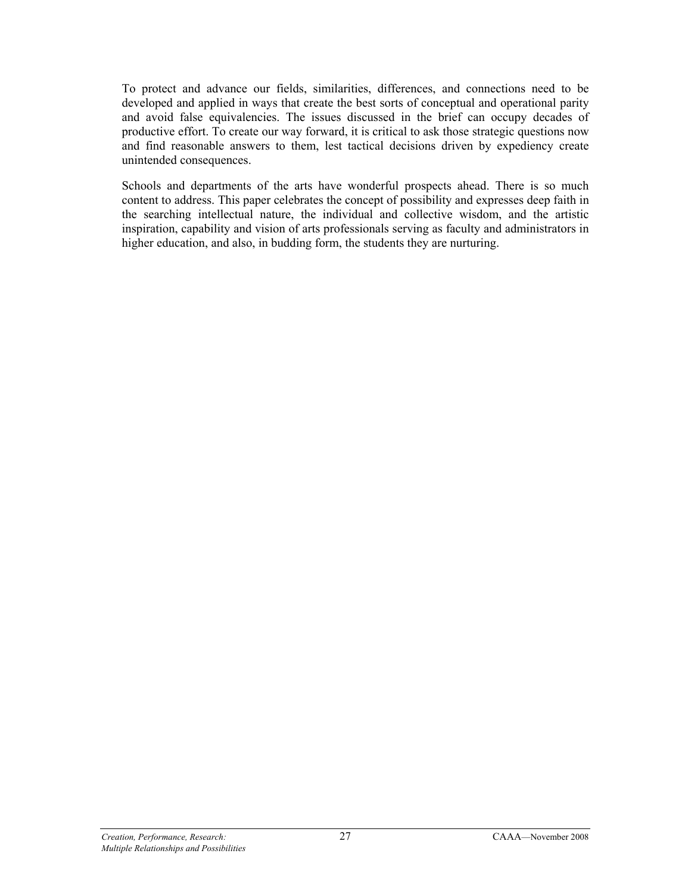To protect and advance our fields, similarities, differences, and connections need to be developed and applied in ways that create the best sorts of conceptual and operational parity and avoid false equivalencies. The issues discussed in the brief can occupy decades of productive effort. To create our way forward, it is critical to ask those strategic questions now and find reasonable answers to them, lest tactical decisions driven by expediency create unintended consequences.

Schools and departments of the arts have wonderful prospects ahead. There is so much content to address. This paper celebrates the concept of possibility and expresses deep faith in the searching intellectual nature, the individual and collective wisdom, and the artistic inspiration, capability and vision of arts professionals serving as faculty and administrators in higher education, and also, in budding form, the students they are nurturing.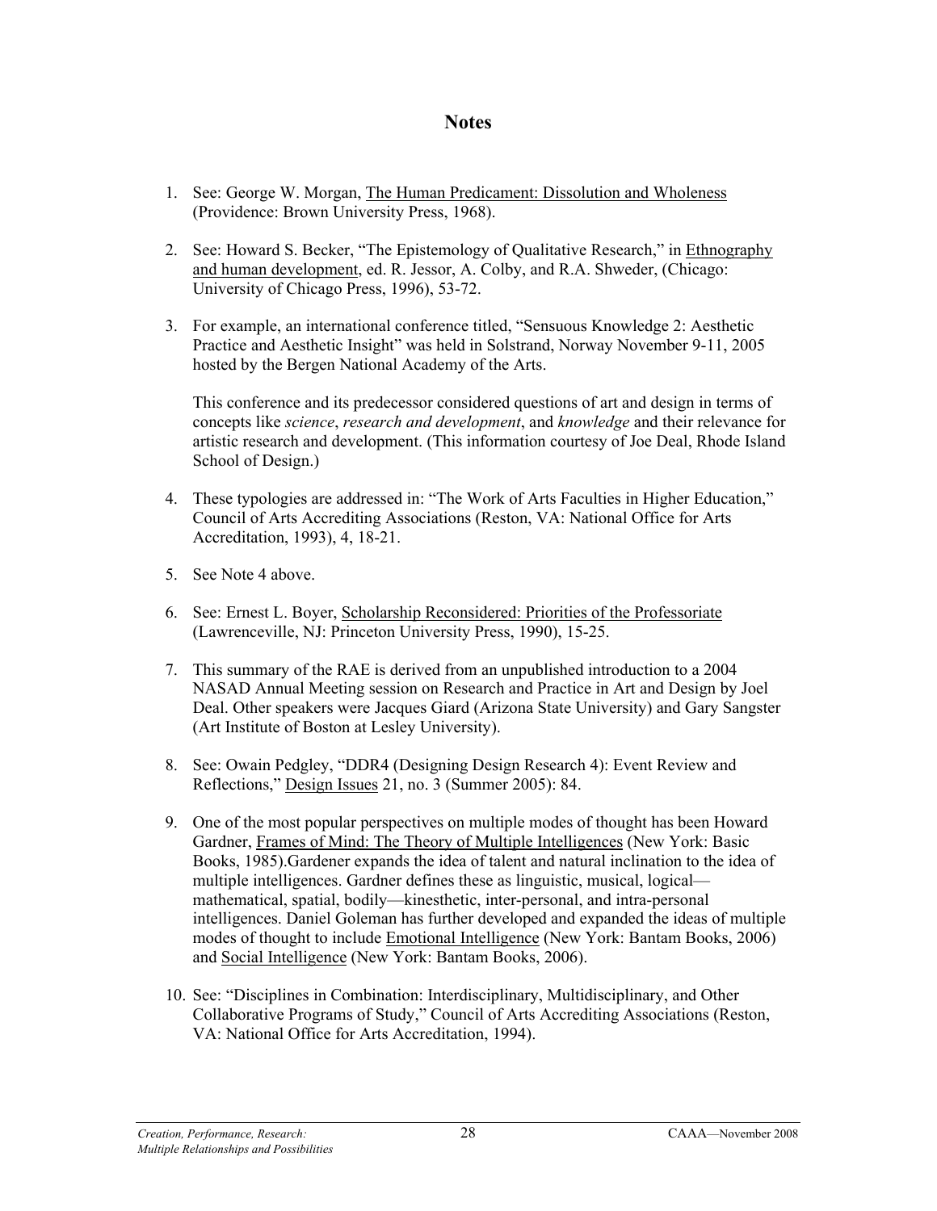# Notes

1. See: George W. Morgan, The Human Predicament: Dissolution and Wholeness (Providence: Brown University Press, 1968).

2. See: Howard S. Becker, "The Epistemology of Qualitative Research," in Ethnography and human development, ed. R. Jessor, A. Colby, and R.A. Shweder, (Chicago: University of Chicago Press, 1996), 53-72.

3. For example, an international conference titled, "Sensuous Knowledge 2: Aesthetic Practice and Aesthetic Insight" was held in Solstrand, Norway November 9-11, 2005 hosted by the Bergen National Academy of the Arts.

   This conference and its predecessor considered questions of art and design in terms of concepts like *science*, *research and development*, and *knowledge* and their relevance for artistic research and development. (This information courtesy of Joe Deal, Rhode Island School of Design.)

4. These typologies are addressed in: "The Work of Arts Faculties in Higher Education," Council of Arts Accrediting Associations (Reston, VA: National Office for Arts Accreditation, 1993), 4, 18-21.

5. See Note 4 above.

6. See: Ernest L. Boyer, Scholarship Reconsidered: Priorities of the Professoriate (Lawrenceville, NJ: Princeton University Press, 1990), 15-25.

7. This summary of the RAE is derived from an unpublished introduction to a 2004 NASAD Annual Meeting session on Research and Practice in Art and Design by Joel Deal. Other speakers were Jacques Giard (Arizona State University) and Gary Sangster (Art Institute of Boston at Lesley University).

8. See: Owain Pedgley, "DDR4 (Designing Design Research 4): Event Review and Reflections," Design Issues 21, no. 3 (Summer 2005): 84.

9. One of the most popular perspectives on multiple modes of thought has been Howard Gardner, Frames of Mind: The Theory of Multiple Intelligences (New York: Basic Books, 1985).Gardener expands the idea of talent and natural inclination to the idea of multiple intelligences. Gardner defines these as linguistic, musical, logical—mathematical, spatial, bodily—kinesthetic, inter-personal, and intra-personal intelligences. Daniel Goleman has further developed and expanded the ideas of multiple modes of thought to include Emotional Intelligence (New York: Bantam Books, 2006) and Social Intelligence (New York: Bantam Books, 2006).

10. See: "Disciplines in Combination: Interdisciplinary, Multidisciplinary, and Other Collaborative Programs of Study," Council of Arts Accrediting Associations (Reston, VA: National Office for Arts Accreditation, 1994).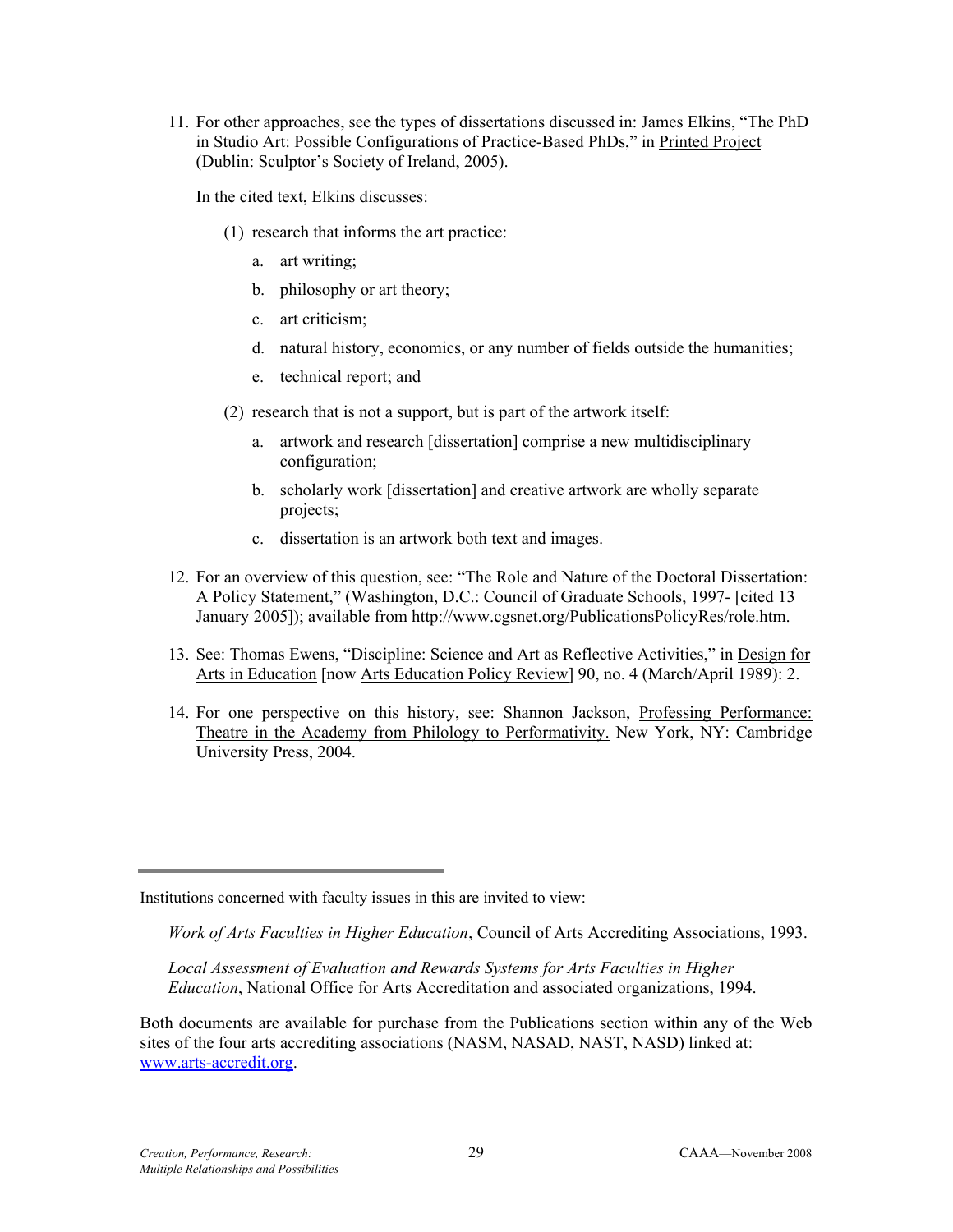11. For other approaches, see the types of dissertations discussed in: James Elkins, "The PhD in Studio Art: Possible Configurations of Practice-Based PhDs," in Printed Project (Dublin: Sculptor's Society of Ireland, 2005).

    In the cited text, Elkins discusses:

    (1) research that informs the art practice:

    a. art writing;

    b. philosophy or art theory;

    c. art criticism;

    d. natural history, economics, or any number of fields outside the humanities;

    e. technical report; and

    (2) research that is not a support, but is part of the artwork itself:

    a. artwork and research [dissertation] comprise a new multidisciplinary configuration;

    b. scholarly work [dissertation] and creative artwork are wholly separate projects;

    c. dissertation is an artwork both text and images.

12. For an overview of this question, see: "The Role and Nature of the Doctoral Dissertation: A Policy Statement," (Washington, D.C.: Council of Graduate Schools, 1997- [cited 13 January 2005]); available from http://www.cgsnet.org/PublicationsPolicyRes/role.htm.

13. See: Thomas Ewens, "Discipline: Science and Art as Reflective Activities," in Design for Arts in Education [now Arts Education Policy Review] 90, no. 4 (March/April 1989): 2.

14. For one perspective on this history, see: Shannon Jackson, Professing Performance: Theatre in the Academy from Philology to Performativity. New York, NY: Cambridge University Press, 2004.

---

Institutions concerned with faculty issues in this are invited to view:

*Work of Arts Faculties in Higher Education*, Council of Arts Accrediting Associations, 1993.

*Local Assessment of Evaluation and Rewards Systems for Arts Faculties in Higher Education*, National Office for Arts Accreditation and associated organizations, 1994.

Both documents are available for purchase from the Publications section within any of the Web sites of the four arts accrediting associations (NASM, NASAD, NAST, NASD) linked at: www.arts-accredit.org.